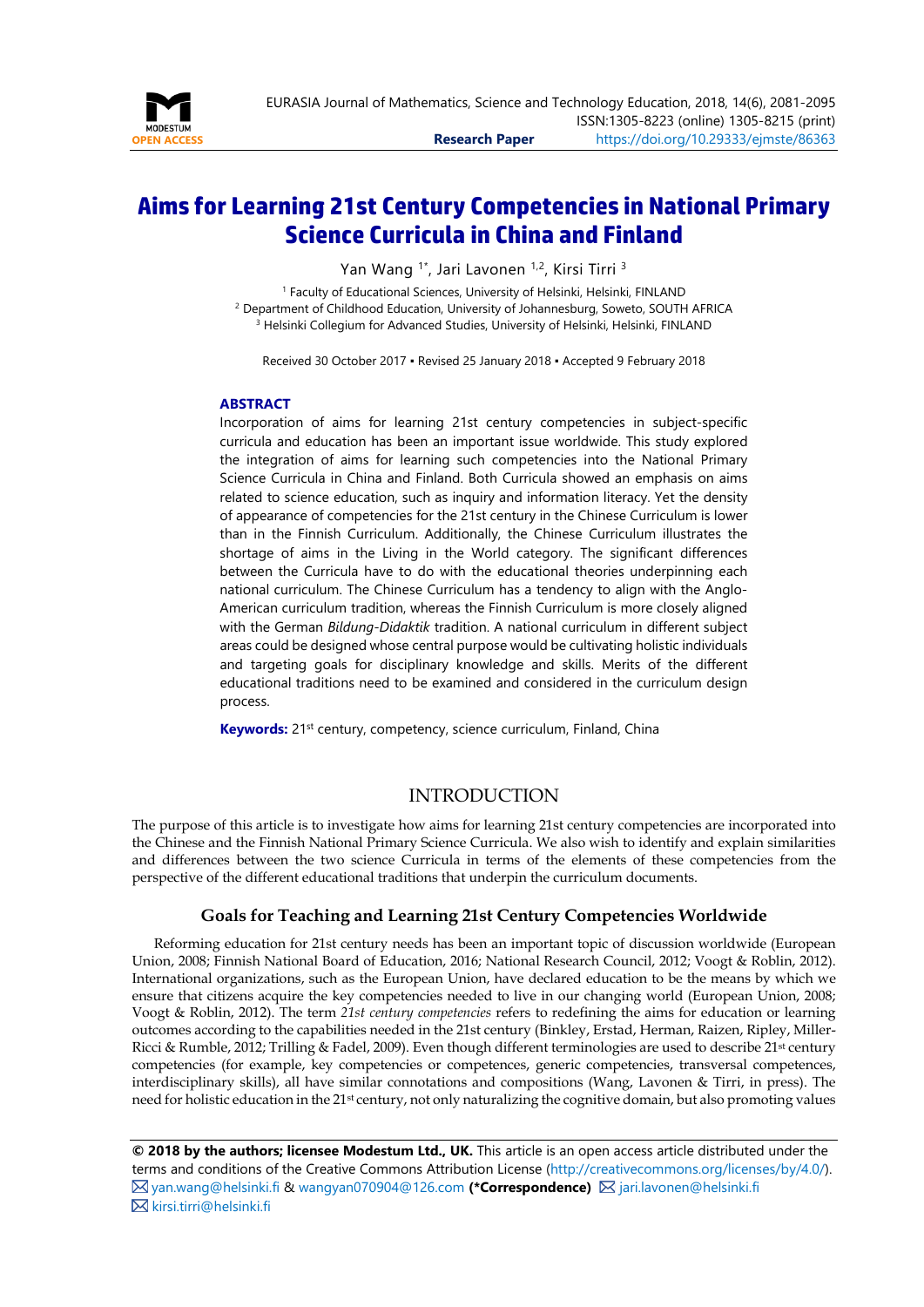# Aims for Learning 21st Century Competencies in National Primary Science Curricula in China and Finland

Yan Wang [1*], Jari Lavonen [1,2], Kirsi Tirri [3]

[1] Faculty of Educational Sciences, University of Helsinki, Helsinki, FINLAND
[2] Department of Childhood Education, University of Johannesburg, Soweto, SOUTH AFRICA
[3] Helsinki Collegium for Advanced Studies, University of Helsinki, Helsinki, FINLAND

Received 30 October 2017 ▪ Revised 25 January 2018 ▪ Accepted 9 February 2018

**ABSTRACT**

Incorporation of aims for learning 21st century competencies in subject-specific curricula and education has been an important issue worldwide. This study explored the integration of aims for learning such competencies into the National Primary Science Curricula in China and Finland. Both Curricula showed an emphasis on aims related to science education, such as inquiry and information literacy. Yet the density of appearance of competencies for the 21st century in the Chinese Curriculum is lower than in the Finnish Curriculum. Additionally, the Chinese Curriculum illustrates the shortage of aims in the Living in the World category. The significant differences between the Curricula have to do with the educational theories underpinning each national curriculum. The Chinese Curriculum has a tendency to align with the Anglo-American curriculum tradition, whereas the Finnish Curriculum is more closely aligned with the German *Bildung-Didaktik* tradition. A national curriculum in different subject areas could be designed whose central purpose would be cultivating holistic individuals and targeting goals for disciplinary knowledge and skills. Merits of the different educational traditions need to be examined and considered in the curriculum design process.

**Keywords:** 21st century, competency, science curriculum, Finland, China

## INTRODUCTION

The purpose of this article is to investigate how aims for learning 21st century competencies are incorporated into the Chinese and the Finnish National Primary Science Curricula. We also wish to identify and explain similarities and differences between the two science Curricula in terms of the elements of these competencies from the perspective of the different educational traditions that underpin the curriculum documents.

### Goals for Teaching and Learning 21st Century Competencies Worldwide

Reforming education for 21st century needs has been an important topic of discussion worldwide (European Union, 2008; Finnish National Board of Education, 2016; National Research Council, 2012; Voogt & Roblin, 2012). International organizations, such as the European Union, have declared education to be the means by which we ensure that citizens acquire the key competencies needed to live in our changing world (European Union, 2008; Voogt & Roblin, 2012). The term *21st century competencies* refers to redefining the aims for education or learning outcomes according to the capabilities needed in the 21st century (Binkley, Erstad, Herman, Raizen, Ripley, Miller-Ricci & Rumble, 2012; Trilling & Fadel, 2009). Even though different terminologies are used to describe 21st century competencies (for example, key competencies or competences, generic competencies, transversal competences, interdisciplinary skills), all have similar connotations and compositions (Wang, Lavonen & Tirri, in press). The need for holistic education in the 21st century, not only naturalizing the cognitive domain, but also promoting values

**© 2018 by the authors; licensee Modestum Ltd., UK.** This article is an open access article distributed under the terms and conditions of the Creative Commons Attribution License (http://creativecommons.org/licenses/by/4.0/).
yan.wang@helsinki.fi & wangyan070904@126.com **(*Correspondence)** jari.lavonen@helsinki.fi
kirsi.tirri@helsinki.fi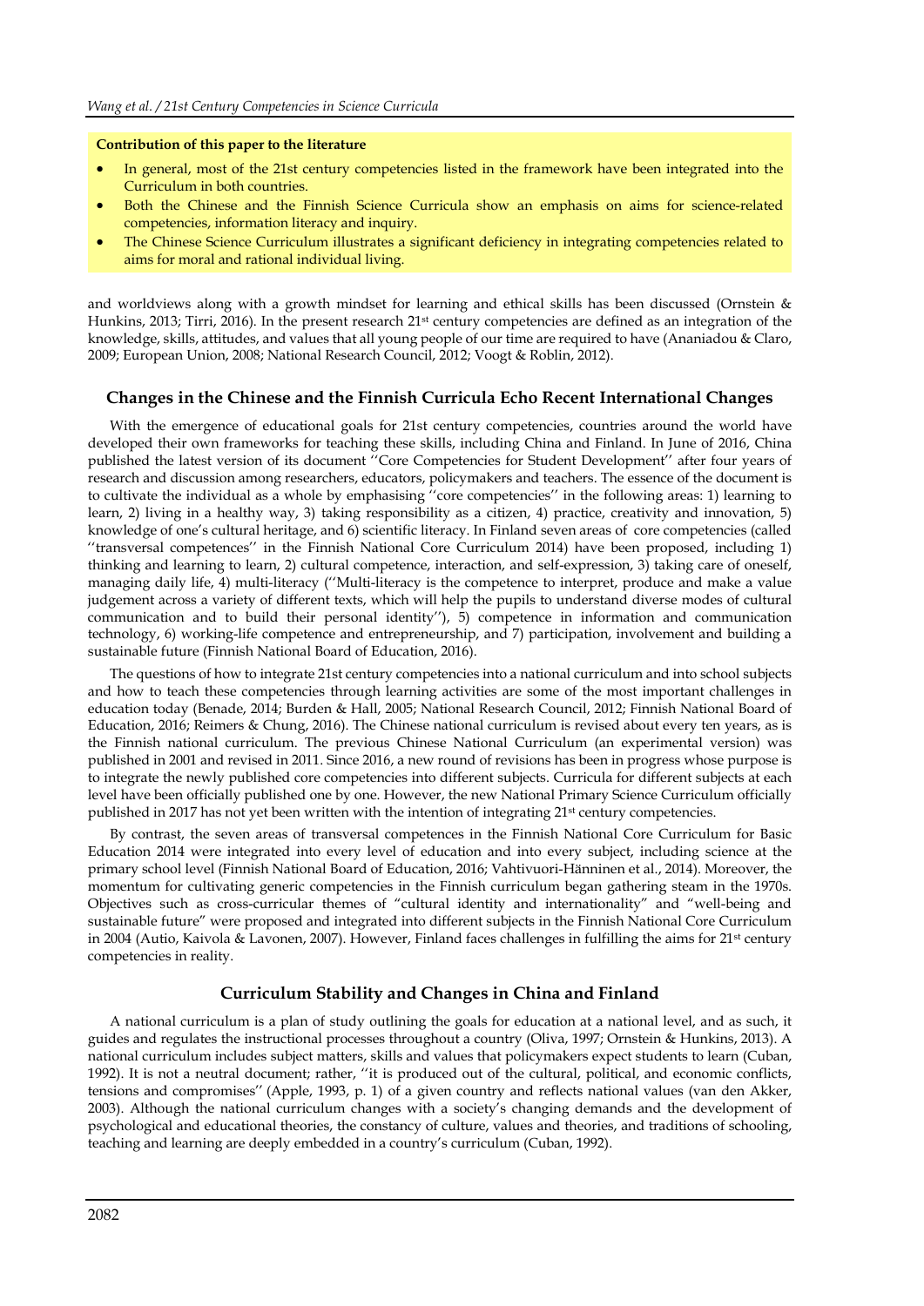**Contribution of this paper to the literature**

- In general, most of the 21st century competencies listed in the framework have been integrated into the Curriculum in both countries.
- Both the Chinese and the Finnish Science Curricula show an emphasis on aims for science-related competencies, information literacy and inquiry.
- The Chinese Science Curriculum illustrates a significant deficiency in integrating competencies related to aims for moral and rational individual living.

and worldviews along with a growth mindset for learning and ethical skills has been discussed (Ornstein & Hunkins, 2013; Tirri, 2016). In the present research 21st century competencies are defined as an integration of the knowledge, skills, attitudes, and values that all young people of our time are required to have (Ananiadou & Claro, 2009; European Union, 2008; National Research Council, 2012; Voogt & Roblin, 2012).

## Changes in the Chinese and the Finnish Curricula Echo Recent International Changes

With the emergence of educational goals for 21st century competencies, countries around the world have developed their own frameworks for teaching these skills, including China and Finland. In June of 2016, China published the latest version of its document ''Core Competencies for Student Development'' after four years of research and discussion among researchers, educators, policymakers and teachers. The essence of the document is to cultivate the individual as a whole by emphasising ''core competencies'' in the following areas: 1) learning to learn, 2) living in a healthy way, 3) taking responsibility as a citizen, 4) practice, creativity and innovation, 5) knowledge of one's cultural heritage, and 6) scientific literacy. In Finland seven areas of core competencies (called ''transversal competences'' in the Finnish National Core Curriculum 2014) have been proposed, including 1) thinking and learning to learn, 2) cultural competence, interaction, and self-expression, 3) taking care of oneself, managing daily life, 4) multi-literacy (''Multi-literacy is the competence to interpret, produce and make a value judgement across a variety of different texts, which will help the pupils to understand diverse modes of cultural communication and to build their personal identity''), 5) competence in information and communication technology, 6) working-life competence and entrepreneurship, and 7) participation, involvement and building a sustainable future (Finnish National Board of Education, 2016).

The questions of how to integrate 21st century competencies into a national curriculum and into school subjects and how to teach these competencies through learning activities are some of the most important challenges in education today (Benade, 2014; Burden & Hall, 2005; National Research Council, 2012; Finnish National Board of Education, 2016; Reimers & Chung, 2016). The Chinese national curriculum is revised about every ten years, as is the Finnish national curriculum. The previous Chinese National Curriculum (an experimental version) was published in 2001 and revised in 2011. Since 2016, a new round of revisions has been in progress whose purpose is to integrate the newly published core competencies into different subjects. Curricula for different subjects at each level have been officially published one by one. However, the new National Primary Science Curriculum officially published in 2017 has not yet been written with the intention of integrating 21st century competencies.

By contrast, the seven areas of transversal competences in the Finnish National Core Curriculum for Basic Education 2014 were integrated into every level of education and into every subject, including science at the primary school level (Finnish National Board of Education, 2016; Vahtivuori-Hänninen et al., 2014). Moreover, the momentum for cultivating generic competencies in the Finnish curriculum began gathering steam in the 1970s. Objectives such as cross-curricular themes of "cultural identity and internationality" and "well-being and sustainable future" were proposed and integrated into different subjects in the Finnish National Core Curriculum in 2004 (Autio, Kaivola & Lavonen, 2007). However, Finland faces challenges in fulfilling the aims for 21st century competencies in reality.

## Curriculum Stability and Changes in China and Finland

A national curriculum is a plan of study outlining the goals for education at a national level, and as such, it guides and regulates the instructional processes throughout a country (Oliva, 1997; Ornstein & Hunkins, 2013). A national curriculum includes subject matters, skills and values that policymakers expect students to learn (Cuban, 1992). It is not a neutral document; rather, ''it is produced out of the cultural, political, and economic conflicts, tensions and compromises'' (Apple, 1993, p. 1) of a given country and reflects national values (van den Akker, 2003). Although the national curriculum changes with a society's changing demands and the development of psychological and educational theories, the constancy of culture, values and theories, and traditions of schooling, teaching and learning are deeply embedded in a country's curriculum (Cuban, 1992).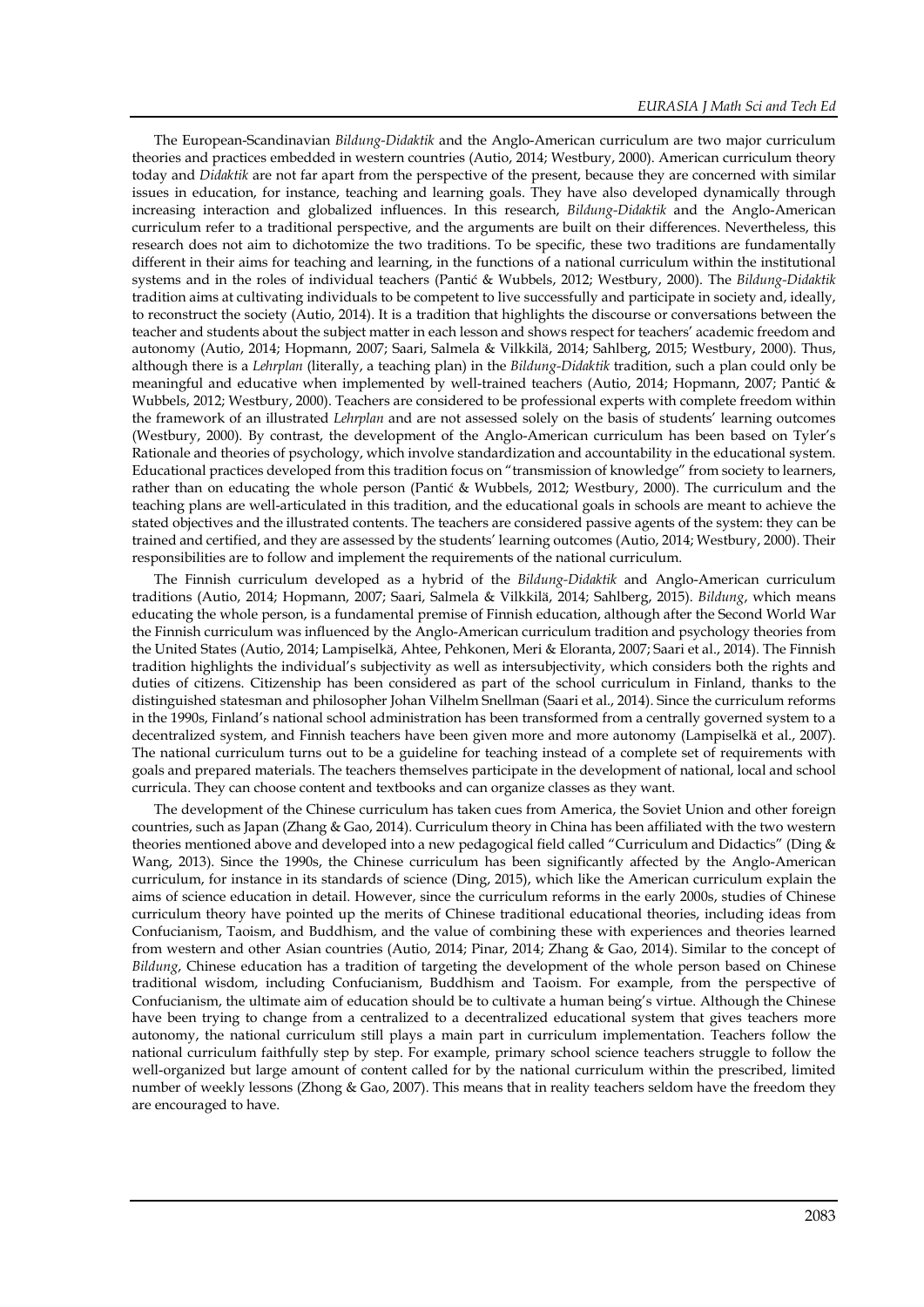The European-Scandinavian *Bildung-Didaktik* and the Anglo-American curriculum are two major curriculum theories and practices embedded in western countries (Autio, 2014; Westbury, 2000). American curriculum theory today and *Didaktik* are not far apart from the perspective of the present, because they are concerned with similar issues in education, for instance, teaching and learning goals. They have also developed dynamically through increasing interaction and globalized influences. In this research, *Bildung-Didaktik* and the Anglo-American curriculum refer to a traditional perspective, and the arguments are built on their differences. Nevertheless, this research does not aim to dichotomize the two traditions. To be specific, these two traditions are fundamentally different in their aims for teaching and learning, in the functions of a national curriculum within the institutional systems and in the roles of individual teachers (Pantić & Wubbels, 2012; Westbury, 2000). The *Bildung-Didaktik* tradition aims at cultivating individuals to be competent to live successfully and participate in society and, ideally, to reconstruct the society (Autio, 2014). It is a tradition that highlights the discourse or conversations between the teacher and students about the subject matter in each lesson and shows respect for teachers' academic freedom and autonomy (Autio, 2014; Hopmann, 2007; Saari, Salmela & Vilkkilä, 2014; Sahlberg, 2015; Westbury, 2000). Thus, although there is a *Lehrplan* (literally, a teaching plan) in the *Bildung-Didaktik* tradition, such a plan could only be meaningful and educative when implemented by well-trained teachers (Autio, 2014; Hopmann, 2007; Pantić & Wubbels, 2012; Westbury, 2000). Teachers are considered to be professional experts with complete freedom within the framework of an illustrated *Lehrplan* and are not assessed solely on the basis of students' learning outcomes (Westbury, 2000). By contrast, the development of the Anglo-American curriculum has been based on Tyler's Rationale and theories of psychology, which involve standardization and accountability in the educational system. Educational practices developed from this tradition focus on "transmission of knowledge" from society to learners, rather than on educating the whole person (Pantić & Wubbels, 2012; Westbury, 2000). The curriculum and the teaching plans are well-articulated in this tradition, and the educational goals in schools are meant to achieve the stated objectives and the illustrated contents. The teachers are considered passive agents of the system: they can be trained and certified, and they are assessed by the students' learning outcomes (Autio, 2014; Westbury, 2000). Their responsibilities are to follow and implement the requirements of the national curriculum.

The Finnish curriculum developed as a hybrid of the *Bildung-Didaktik* and Anglo-American curriculum traditions (Autio, 2014; Hopmann, 2007; Saari, Salmela & Vilkkilä, 2014; Sahlberg, 2015). *Bildung*, which means educating the whole person, is a fundamental premise of Finnish education, although after the Second World War the Finnish curriculum was influenced by the Anglo-American curriculum tradition and psychology theories from the United States (Autio, 2014; Lampiselkä, Ahtee, Pehkonen, Meri & Eloranta, 2007; Saari et al., 2014). The Finnish tradition highlights the individual's subjectivity as well as intersubjectivity, which considers both the rights and duties of citizens. Citizenship has been considered as part of the school curriculum in Finland, thanks to the distinguished statesman and philosopher Johan Vilhelm Snellman (Saari et al., 2014). Since the curriculum reforms in the 1990s, Finland's national school administration has been transformed from a centrally governed system to a decentralized system, and Finnish teachers have been given more and more autonomy (Lampiselkä et al., 2007). The national curriculum turns out to be a guideline for teaching instead of a complete set of requirements with goals and prepared materials. The teachers themselves participate in the development of national, local and school curricula. They can choose content and textbooks and can organize classes as they want.

The development of the Chinese curriculum has taken cues from America, the Soviet Union and other foreign countries, such as Japan (Zhang & Gao, 2014). Curriculum theory in China has been affiliated with the two western theories mentioned above and developed into a new pedagogical field called "Curriculum and Didactics" (Ding & Wang, 2013). Since the 1990s, the Chinese curriculum has been significantly affected by the Anglo-American curriculum, for instance in its standards of science (Ding, 2015), which like the American curriculum explain the aims of science education in detail. However, since the curriculum reforms in the early 2000s, studies of Chinese curriculum theory have pointed up the merits of Chinese traditional educational theories, including ideas from Confucianism, Taoism, and Buddhism, and the value of combining these with experiences and theories learned from western and other Asian countries (Autio, 2014; Pinar, 2014; Zhang & Gao, 2014). Similar to the concept of *Bildung*, Chinese education has a tradition of targeting the development of the whole person based on Chinese traditional wisdom, including Confucianism, Buddhism and Taoism. For example, from the perspective of Confucianism, the ultimate aim of education should be to cultivate a human being's virtue. Although the Chinese have been trying to change from a centralized to a decentralized educational system that gives teachers more autonomy, the national curriculum still plays a main part in curriculum implementation. Teachers follow the national curriculum faithfully step by step. For example, primary school science teachers struggle to follow the well-organized but large amount of content called for by the national curriculum within the prescribed, limited number of weekly lessons (Zhong & Gao, 2007). This means that in reality teachers seldom have the freedom they are encouraged to have.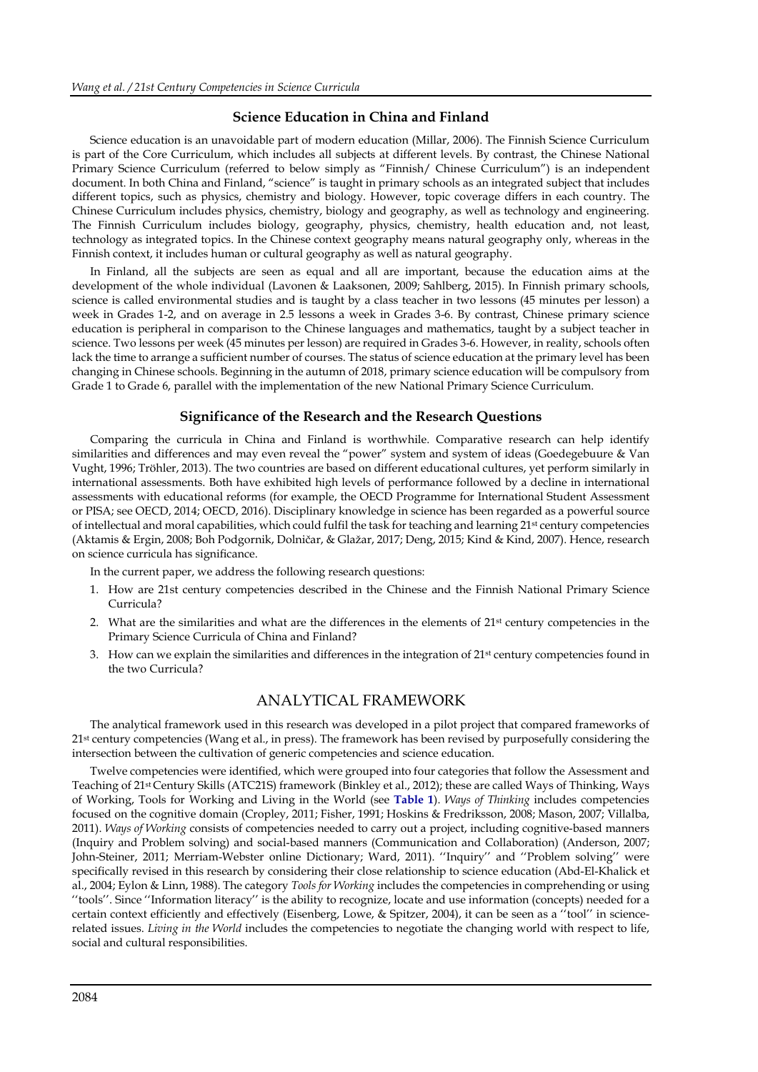## Science Education in China and Finland

Science education is an unavoidable part of modern education (Millar, 2006). The Finnish Science Curriculum is part of the Core Curriculum, which includes all subjects at different levels. By contrast, the Chinese National Primary Science Curriculum (referred to below simply as "Finnish/ Chinese Curriculum") is an independent document. In both China and Finland, "science" is taught in primary schools as an integrated subject that includes different topics, such as physics, chemistry and biology. However, topic coverage differs in each country. The Chinese Curriculum includes physics, chemistry, biology and geography, as well as technology and engineering. The Finnish Curriculum includes biology, geography, physics, chemistry, health education and, not least, technology as integrated topics. In the Chinese context geography means natural geography only, whereas in the Finnish context, it includes human or cultural geography as well as natural geography.

In Finland, all the subjects are seen as equal and all are important, because the education aims at the development of the whole individual (Lavonen & Laaksonen, 2009; Sahlberg, 2015). In Finnish primary schools, science is called environmental studies and is taught by a class teacher in two lessons (45 minutes per lesson) a week in Grades 1-2, and on average in 2.5 lessons a week in Grades 3-6. By contrast, Chinese primary science education is peripheral in comparison to the Chinese languages and mathematics, taught by a subject teacher in science. Two lessons per week (45 minutes per lesson) are required in Grades 3-6. However, in reality, schools often lack the time to arrange a sufficient number of courses. The status of science education at the primary level has been changing in Chinese schools. Beginning in the autumn of 2018, primary science education will be compulsory from Grade 1 to Grade 6, parallel with the implementation of the new National Primary Science Curriculum.

## Significance of the Research and the Research Questions

Comparing the curricula in China and Finland is worthwhile. Comparative research can help identify similarities and differences and may even reveal the "power" system and system of ideas (Goedegebuure & Van Vught, 1996; Tröhler, 2013). The two countries are based on different educational cultures, yet perform similarly in international assessments. Both have exhibited high levels of performance followed by a decline in international assessments with educational reforms (for example, the OECD Programme for International Student Assessment or PISA; see OECD, 2014; OECD, 2016). Disciplinary knowledge in science has been regarded as a powerful source of intellectual and moral capabilities, which could fulfil the task for teaching and learning 21st century competencies (Aktamis & Ergin, 2008; Boh Podgornik, Dolničar, & Glažar, 2017; Deng, 2015; Kind & Kind, 2007). Hence, research on science curricula has significance.

In the current paper, we address the following research questions:

1. How are 21st century competencies described in the Chinese and the Finnish National Primary Science Curricula?
2. What are the similarities and what are the differences in the elements of 21st century competencies in the Primary Science Curricula of China and Finland?
3. How can we explain the similarities and differences in the integration of 21st century competencies found in the two Curricula?

# ANALYTICAL FRAMEWORK

The analytical framework used in this research was developed in a pilot project that compared frameworks of 21st century competencies (Wang et al., in press). The framework has been revised by purposefully considering the intersection between the cultivation of generic competencies and science education.

Twelve competencies were identified, which were grouped into four categories that follow the Assessment and Teaching of 21st Century Skills (ATC21S) framework (Binkley et al., 2012); these are called Ways of Thinking, Ways of Working, Tools for Working and Living in the World (see **Table 1**). *Ways of Thinking* includes competencies focused on the cognitive domain (Cropley, 2011; Fisher, 1991; Hoskins & Fredriksson, 2008; Mason, 2007; Villalba, 2011). *Ways of Working* consists of competencies needed to carry out a project, including cognitive-based manners (Inquiry and Problem solving) and social-based manners (Communication and Collaboration) (Anderson, 2007; John-Steiner, 2011; Merriam-Webster online Dictionary; Ward, 2011). ''Inquiry'' and ''Problem solving'' were specifically revised in this research by considering their close relationship to science education (Abd-El-Khalick et al., 2004; Eylon & Linn, 1988). The category *Tools for Working* includes the competencies in comprehending or using ''tools''. Since ''Information literacy'' is the ability to recognize, locate and use information (concepts) needed for a certain context efficiently and effectively (Eisenberg, Lowe, & Spitzer, 2004), it can be seen as a ''tool'' in science-related issues. *Living in the World* includes the competencies to negotiate the changing world with respect to life, social and cultural responsibilities.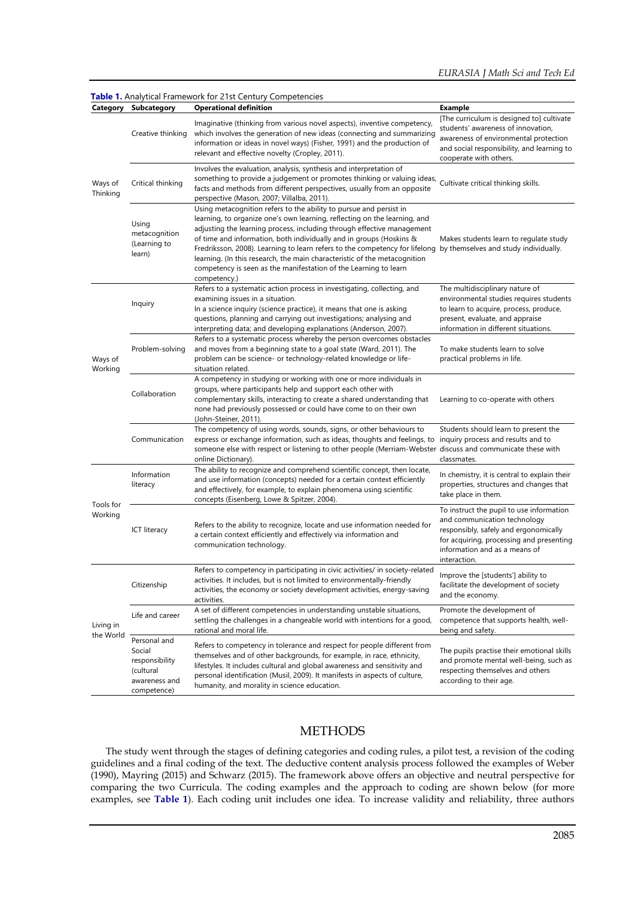**Table 1.** Analytical Framework for 21st Century Competencies

| Category | Subcategory | Operational definition | Example |
|---|---|---|---|
| Ways of Thinking | Creative thinking | Imaginative (thinking from various novel aspects), inventive competency, which involves the generation of new ideas (connecting and summarizing information or ideas in novel ways) (Fisher, 1991) and the production of relevant and effective novelty (Cropley, 2011). | [The curriculum is designed to] cultivate students' awareness of innovation, awareness of environmental protection and social responsibility, and learning to cooperate with others. |
| | Critical thinking | Involves the evaluation, analysis, synthesis and interpretation of something to provide a judgement or promotes thinking or valuing ideas, facts and methods from different perspectives, usually from an opposite perspective (Mason, 2007; Villalba, 2011). | Cultivate critical thinking skills. |
| | Using metacognition (Learning to learn) | Using metacognition refers to the ability to pursue and persist in learning, to organize one's own learning, reflecting on the learning, and adjusting the learning process, including through effective management of time and information, both individually and in groups (Hoskins & Fredriksson, 2008). Learning to learn refers to the competency for lifelong learning. (In this research, the main characteristic of the metacognition competency is seen as the manifestation of the Learning to learn competency.) | Makes students learn to regulate study by themselves and study individually. |
| Ways of Working | Inquiry | Refers to a systematic action process in investigating, collecting, and examining issues in a situation.<br>In a science inquiry (science practice), it means that one is asking questions, planning and carrying out investigations; analysing and interpreting data; and developing explanations (Anderson, 2007). | The multidisciplinary nature of environmental studies requires students to learn to acquire, process, produce, present, evaluate, and appraise information in different situations. |
| | Problem-solving | Refers to a systematic process whereby the person overcomes obstacles and moves from a beginning state to a goal state (Ward, 2011). The problem can be science- or technology-related knowledge or life-situation related. | To make students learn to solve practical problems in life. |
| | Collaboration | A competency in studying or working with one or more individuals in groups, where participants help and support each other with complementary skills, interacting to create a shared understanding that none had previously possessed or could have come to on their own (John-Steiner, 2011). | Learning to co-operate with others |
| | Communication | The competency of using words, sounds, signs, or other behaviours to express or exchange information, such as ideas, thoughts and feelings, to someone else with respect or listening to other people (Merriam-Webster online Dictionary). | Students should learn to present the inquiry process and results and to discuss and communicate these with classmates. |
| Tools for Working | Information literacy | The ability to recognize and comprehend scientific concept, then locate, and use information (concepts) needed for a certain context efficiently and effectively, for example, to explain phenomena using scientific concepts (Eisenberg, Lowe & Spitzer, 2004). | In chemistry, it is central to explain their properties, structures and changes that take place in them. |
| | ICT literacy | Refers to the ability to recognize, locate and use information needed for a certain context efficiently and effectively via information and communication technology. | To instruct the pupil to use information and communication technology responsibly, safely and ergonomically for acquiring, processing and presenting information and as a means of interaction. |
| Living in the World | Citizenship | Refers to competency in participating in civic activities/ in society-related activities. It includes, but is not limited to environmentally-friendly activities, the economy or society development activities, energy-saving activities. | Improve the [students'] ability to facilitate the development of society and the economy. |
| | Life and career | A set of different competencies in understanding unstable situations, settling the challenges in a changeable world with intentions for a good, rational and moral life. | Promote the development of competence that supports health, well-being and safety. |
| | Personal and Social responsibility (cultural awareness and competence) | Refers to competency in tolerance and respect for people different from themselves and of other backgrounds, for example, in race, ethnicity, lifestyles. It includes cultural and global awareness and sensitivity and personal identification (Musil, 2009). It manifests in aspects of culture, humanity, and morality in science education. | The pupils practise their emotional skills and promote mental well-being, such as respecting themselves and others according to their age. |

## METHODS

The study went through the stages of defining categories and coding rules, a pilot test, a revision of the coding guidelines and a final coding of the text. The deductive content analysis process followed the examples of Weber (1990), Mayring (2015) and Schwarz (2015). The framework above offers an objective and neutral perspective for comparing the two Curricula. The coding examples and the approach to coding are shown below (for more examples, see **Table 1**). Each coding unit includes one idea. To increase validity and reliability, three authors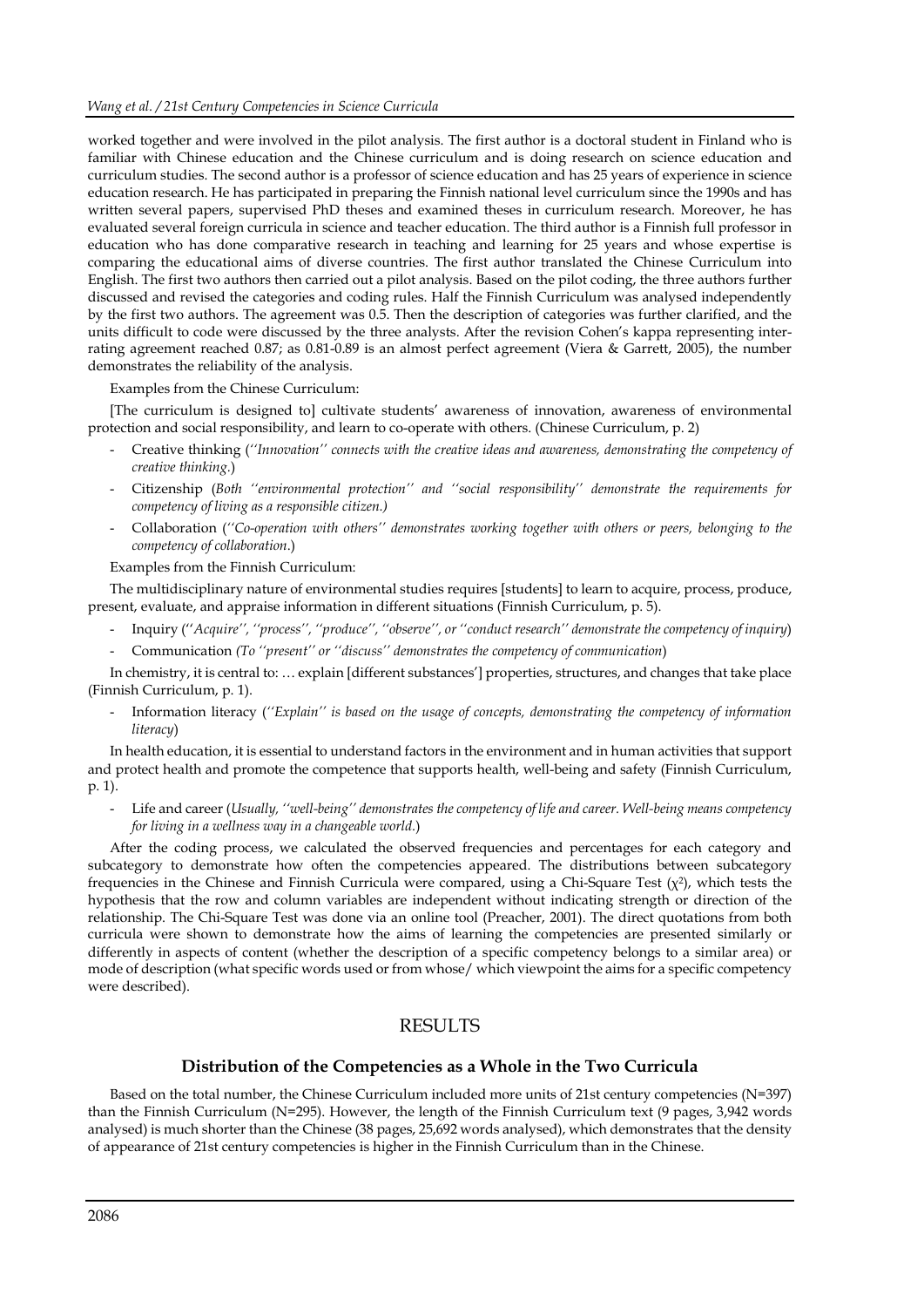worked together and were involved in the pilot analysis. The first author is a doctoral student in Finland who is familiar with Chinese education and the Chinese curriculum and is doing research on science education and curriculum studies. The second author is a professor of science education and has 25 years of experience in science education research. He has participated in preparing the Finnish national level curriculum since the 1990s and has written several papers, supervised PhD theses and examined theses in curriculum research. Moreover, he has evaluated several foreign curricula in science and teacher education. The third author is a Finnish full professor in education who has done comparative research in teaching and learning for 25 years and whose expertise is comparing the educational aims of diverse countries. The first author translated the Chinese Curriculum into English. The first two authors then carried out a pilot analysis. Based on the pilot coding, the three authors further discussed and revised the categories and coding rules. Half the Finnish Curriculum was analysed independently by the first two authors. The agreement was 0.5. Then the description of categories was further clarified, and the units difficult to code were discussed by the three analysts. After the revision Cohen's kappa representing inter-rating agreement reached 0.87; as 0.81-0.89 is an almost perfect agreement (Viera & Garrett, 2005), the number demonstrates the reliability of the analysis.

Examples from the Chinese Curriculum:

[The curriculum is designed to] cultivate students' awareness of innovation, awareness of environmental protection and social responsibility, and learn to co-operate with others. (Chinese Curriculum, p. 2)

- Creative thinking (*''Innovation'' connects with the creative ideas and awareness, demonstrating the competency of creative thinking.*)
- Citizenship (*Both ''environmental protection'' and ''social responsibility'' demonstrate the requirements for competency of living as a responsible citizen.)*
- Collaboration (*''Co-operation with others'' demonstrates working together with others or peers, belonging to the competency of collaboration.*)

Examples from the Finnish Curriculum:

The multidisciplinary nature of environmental studies requires [students] to learn to acquire, process, produce, present, evaluate, and appraise information in different situations (Finnish Curriculum, p. 5).

- Inquiry (''*Acquire'', ''process'', ''produce'', ''observe'', or ''conduct research'' demonstrate the competency of inquiry*)
- Communication *(To ''present'' or ''discuss'' demonstrates the competency of communication*)

In chemistry, it is central to: … explain [different substances'] properties, structures, and changes that take place (Finnish Curriculum, p. 1).

- Information literacy (*''Explain'' is based on the usage of concepts, demonstrating the competency of information literacy*)

In health education, it is essential to understand factors in the environment and in human activities that support and protect health and promote the competence that supports health, well-being and safety (Finnish Curriculum, p. 1).

- Life and career (*Usually, ''well-being'' demonstrates the competency of life and career. Well-being means competency for living in a wellness way in a changeable world.*)

After the coding process, we calculated the observed frequencies and percentages for each category and subcategory to demonstrate how often the competencies appeared. The distributions between subcategory frequencies in the Chinese and Finnish Curricula were compared, using a Chi-Square Test ($\chi^2$), which tests the hypothesis that the row and column variables are independent without indicating strength or direction of the relationship. The Chi-Square Test was done via an online tool (Preacher, 2001). The direct quotations from both curricula were shown to demonstrate how the aims of learning the competencies are presented similarly or differently in aspects of content (whether the description of a specific competency belongs to a similar area) or mode of description (what specific words used or from whose/ which viewpoint the aims for a specific competency were described).

## RESULTS

### Distribution of the Competencies as a Whole in the Two Curricula

Based on the total number, the Chinese Curriculum included more units of 21st century competencies (N=397) than the Finnish Curriculum (N=295). However, the length of the Finnish Curriculum text (9 pages, 3,942 words analysed) is much shorter than the Chinese (38 pages, 25,692 words analysed), which demonstrates that the density of appearance of 21st century competencies is higher in the Finnish Curriculum than in the Chinese.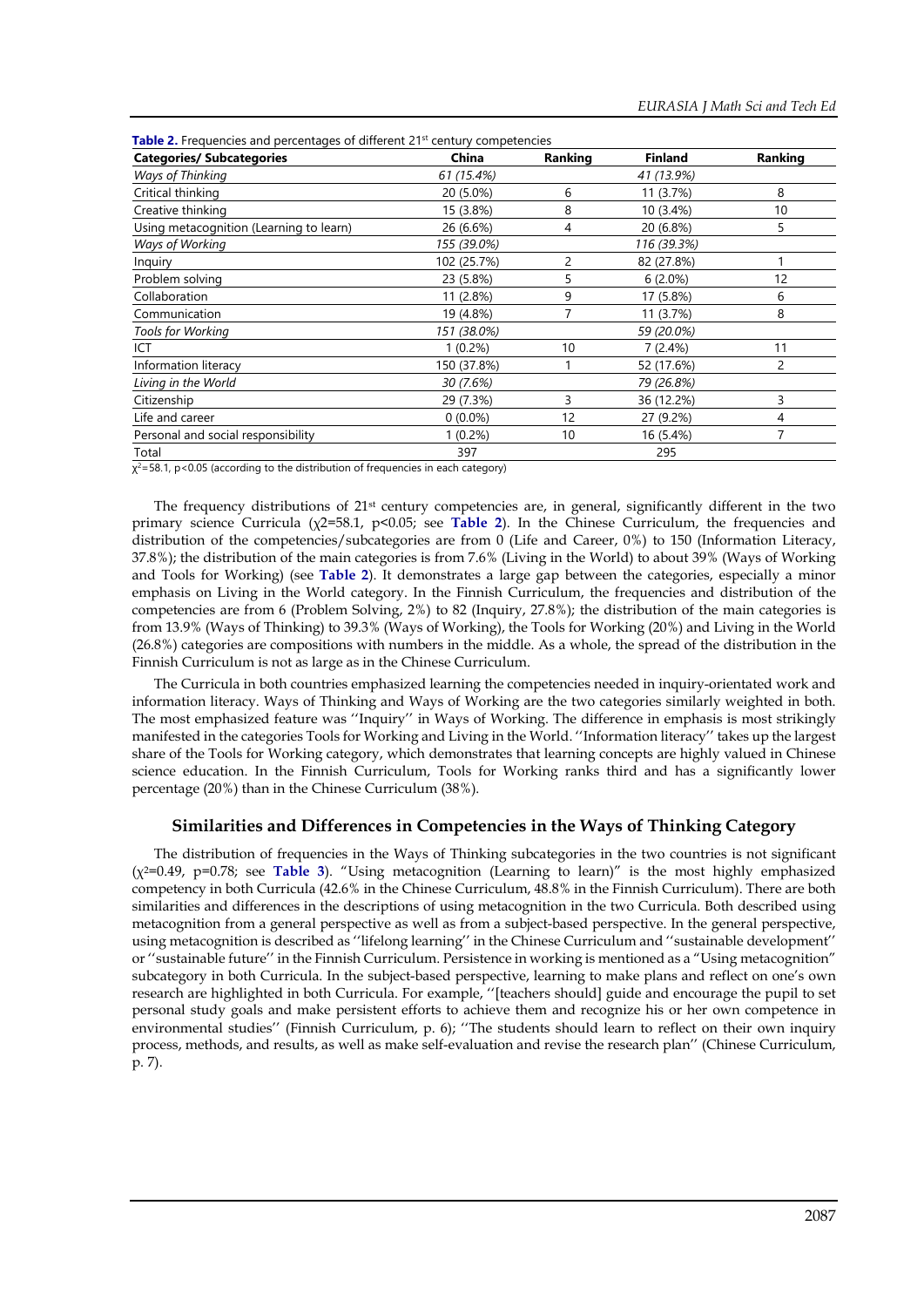**Table 2.** Frequencies and percentages of different 21st century competencies

| Categories/ Subcategories | China | Ranking | Finland | Ranking |
|---|---|---|---|---|
| *Ways of Thinking* | *61 (15.4%)* | | *41 (13.9%)* | |
| Critical thinking | 20 (5.0%) | 6 | 11 (3.7%) | 8 |
| Creative thinking | 15 (3.8%) | 8 | 10 (3.4%) | 10 |
| Using metacognition (Learning to learn) | 26 (6.6%) | 4 | 20 (6.8%) | 5 |
| *Ways of Working* | *155 (39.0%)* | | *116 (39.3%)* | |
| Inquiry | 102 (25.7%) | 2 | 82 (27.8%) | 1 |
| Problem solving | 23 (5.8%) | 5 | 6 (2.0%) | 12 |
| Collaboration | 11 (2.8%) | 9 | 17 (5.8%) | 6 |
| Communication | 19 (4.8%) | 7 | 11 (3.7%) | 8 |
| *Tools for Working* | *151 (38.0%)* | | *59 (20.0%)* | |
| ICT | 1 (0.2%) | 10 | 7 (2.4%) | 11 |
| Information literacy | 150 (37.8%) | 1 | 52 (17.6%) | 2 |
| *Living in the World* | *30 (7.6%)* | | *79 (26.8%)* | |
| Citizenship | 29 (7.3%) | 3 | 36 (12.2%) | 3 |
| Life and career | 0 (0.0%) | 12 | 27 (9.2%) | 4 |
| Personal and social responsibility | 1 (0.2%) | 10 | 16 (5.4%) | 7 |
| Total | 397 | | 295 | |

$\chi^2$=58.1, $p<0.05$ (according to the distribution of frequencies in each category)

The frequency distributions of 21st century competencies are, in general, significantly different in the two primary science Curricula ($\chi^2$=58.1, $p<0.05$; see **Table 2**). In the Chinese Curriculum, the frequencies and distribution of the competencies/subcategories are from 0 (Life and Career, 0%) to 150 (Information Literacy, 37.8%); the distribution of the main categories is from 7.6% (Living in the World) to about 39% (Ways of Working and Tools for Working) (see **Table 2**). It demonstrates a large gap between the categories, especially a minor emphasis on Living in the World category. In the Finnish Curriculum, the frequencies and distribution of the competencies are from 6 (Problem Solving, 2%) to 82 (Inquiry, 27.8%); the distribution of the main categories is from 13.9% (Ways of Thinking) to 39.3% (Ways of Working), the Tools for Working (20%) and Living in the World (26.8%) categories are compositions with numbers in the middle. As a whole, the spread of the distribution in the Finnish Curriculum is not as large as in the Chinese Curriculum.

The Curricula in both countries emphasized learning the competencies needed in inquiry-orientated work and information literacy. Ways of Thinking and Ways of Working are the two categories similarly weighted in both. The most emphasized feature was ''Inquiry'' in Ways of Working. The difference in emphasis is most strikingly manifested in the categories Tools for Working and Living in the World. ''Information literacy'' takes up the largest share of the Tools for Working category, which demonstrates that learning concepts are highly valued in Chinese science education. In the Finnish Curriculum, Tools for Working ranks third and has a significantly lower percentage (20%) than in the Chinese Curriculum (38%).

## Similarities and Differences in Competencies in the Ways of Thinking Category

The distribution of frequencies in the Ways of Thinking subcategories in the two countries is not significant ($\chi^2$=0.49, $p$=0.78; see **Table 3**). "Using metacognition (Learning to learn)" is the most highly emphasized competency in both Curricula (42.6% in the Chinese Curriculum, 48.8% in the Finnish Curriculum). There are both similarities and differences in the descriptions of using metacognition in the two Curricula. Both described using metacognition from a general perspective as well as from a subject-based perspective. In the general perspective, using metacognition is described as ''lifelong learning'' in the Chinese Curriculum and ''sustainable development'' or ''sustainable future'' in the Finnish Curriculum. Persistence in working is mentioned as a "Using metacognition" subcategory in both Curricula. In the subject-based perspective, learning to make plans and reflect on one's own research are highlighted in both Curricula. For example, ''[teachers should] guide and encourage the pupil to set personal study goals and make persistent efforts to achieve them and recognize his or her own competence in environmental studies'' (Finnish Curriculum, p. 6); ''The students should learn to reflect on their own inquiry process, methods, and results, as well as make self-evaluation and revise the research plan'' (Chinese Curriculum, p. 7).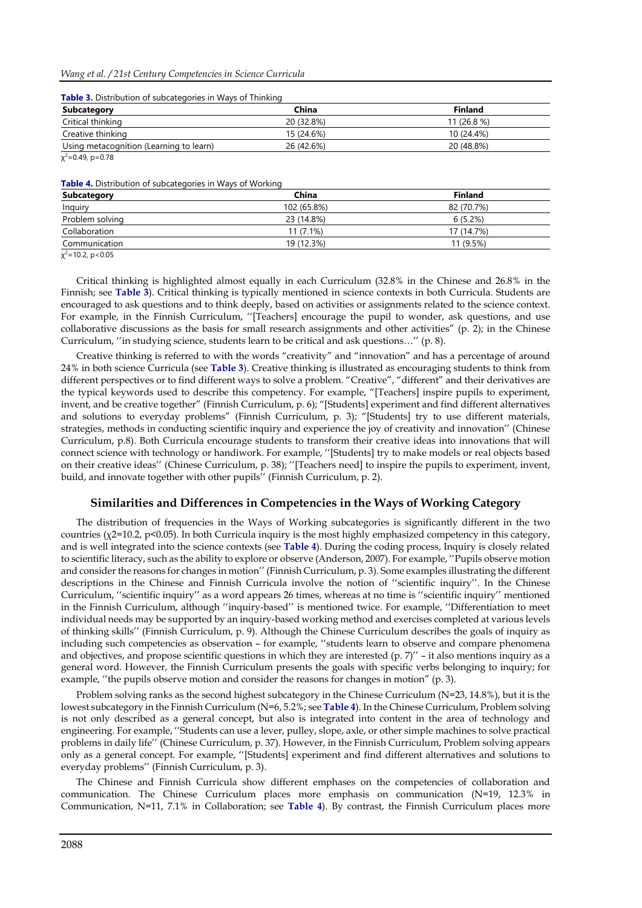**Table 3.** Distribution of subcategories in Ways of Thinking

| Subcategory | China | Finland |
|---|---|---|
| Critical thinking | 20 (32.8%) | 11 (26.8 %) |
| Creative thinking | 15 (24.6%) | 10 (24.4%) |
| Using metacognition (Learning to learn) | 26 (42.6%) | 20 (48.8%) |

$\chi^2=0.49$, $p=0.78$

**Table 4.** Distribution of subcategories in Ways of Working

| Subcategory | China | Finland |
|---|---|---|
| Inquiry | 102 (65.8%) | 82 (70.7%) |
| Problem solving | 23 (14.8%) | 6 (5.2%) |
| Collaboration | 11 (7.1%) | 17 (14.7%) |
| Communication | 19 (12.3%) | 11 (9.5%) |

$\chi^2=10.2$, $p<0.05$

Critical thinking is highlighted almost equally in each Curriculum (32.8% in the Chinese and 26.8% in the Finnish; see **Table 3**). Critical thinking is typically mentioned in science contexts in both Curricula. Students are encouraged to ask questions and to think deeply, based on activities or assignments related to the science context. For example, in the Finnish Curriculum, ''[Teachers] encourage the pupil to wonder, ask questions, and use collaborative discussions as the basis for small research assignments and other activities'' (p. 2); in the Chinese Curriculum, ''in studying science, students learn to be critical and ask questions…'' (p. 8).

Creative thinking is referred to with the words "creativity" and "innovation" and has a percentage of around 24% in both science Curricula (see **Table 3**). Creative thinking is illustrated as encouraging students to think from different perspectives or to find different ways to solve a problem. "Creative", "different" and their derivatives are the typical keywords used to describe this competency. For example, "[Teachers] inspire pupils to experiment, invent, and be creative together" (Finnish Curriculum, p. 6); "[Students] experiment and find different alternatives and solutions to everyday problems" (Finnish Curriculum, p. 3); "[Students] try to use different materials, strategies, methods in conducting scientific inquiry and experience the joy of creativity and innovation'' (Chinese Curriculum, p.8). Both Curricula encourage students to transform their creative ideas into innovations that will connect science with technology or handiwork. For example, ''[Students] try to make models or real objects based on their creative ideas'' (Chinese Curriculum, p. 38); ''[Teachers need] to inspire the pupils to experiment, invent, build, and innovate together with other pupils'' (Finnish Curriculum, p. 2).

## Similarities and Differences in Competencies in the Ways of Working Category

The distribution of frequencies in the Ways of Working subcategories is significantly different in the two countries ($\chi2=10.2$, $p<0.05$). In both Curricula inquiry is the most highly emphasized competency in this category, and is well integrated into the science contexts (see **Table 4**). During the coding process, Inquiry is closely related to scientific literacy, such as the ability to explore or observe (Anderson, 2007). For example, ''Pupils observe motion and consider the reasons for changes in motion'' (Finnish Curriculum, p. 3). Some examples illustrating the different descriptions in the Chinese and Finnish Curricula involve the notion of ''scientific inquiry''. In the Chinese Curriculum, ''scientific inquiry'' as a word appears 26 times, whereas at no time is ''scientific inquiry'' mentioned in the Finnish Curriculum, although ''inquiry-based'' is mentioned twice. For example, ''Differentiation to meet individual needs may be supported by an inquiry-based working method and exercises completed at various levels of thinking skills'' (Finnish Curriculum, p. 9). Although the Chinese Curriculum describes the goals of inquiry as including such competencies as observation – for example, ''students learn to observe and compare phenomena and objectives, and propose scientific questions in which they are interested (p. 7)'' – it also mentions inquiry as a general word. However, the Finnish Curriculum presents the goals with specific verbs belonging to inquiry; for example, ''the pupils observe motion and consider the reasons for changes in motion" (p. 3).

Problem solving ranks as the second highest subcategory in the Chinese Curriculum (N=23, 14.8%), but it is the lowest subcategory in the Finnish Curriculum (N=6, 5.2%; see **Table 4**). In the Chinese Curriculum, Problem solving is not only described as a general concept, but also is integrated into content in the area of technology and engineering. For example, ''Students can use a lever, pulley, slope, axle, or other simple machines to solve practical problems in daily life'' (Chinese Curriculum, p. 37). However, in the Finnish Curriculum, Problem solving appears only as a general concept. For example, ''[Students] experiment and find different alternatives and solutions to everyday problems'' (Finnish Curriculum, p. 3).

The Chinese and Finnish Curricula show different emphases on the competencies of collaboration and communication. The Chinese Curriculum places more emphasis on communication (N=19, 12.3% in Communication, N=11, 7.1% in Collaboration; see **Table 4**). By contrast, the Finnish Curriculum places more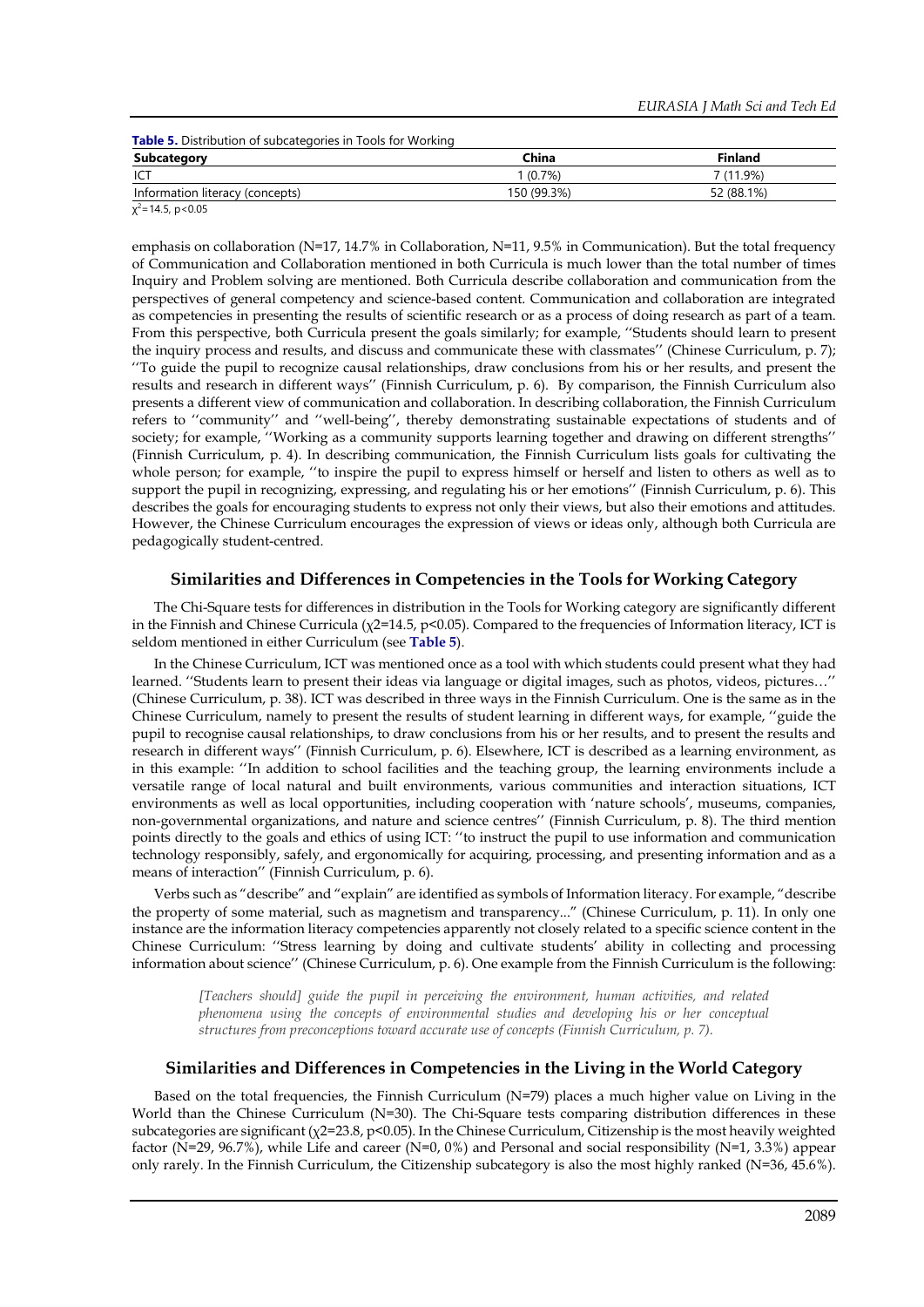**Table 5.** Distribution of subcategories in Tools for Working

| Subcategory | China | Finland |
|---|---|---|
| ICT | 1 (0.7%) | 7 (11.9%) |
| Information literacy (concepts) | 150 (99.3%) | 52 (88.1%) |

$\chi^2=14.5$, $p<0.05$

emphasis on collaboration (N=17, 14.7% in Collaboration, N=11, 9.5% in Communication). But the total frequency of Communication and Collaboration mentioned in both Curricula is much lower than the total number of times Inquiry and Problem solving are mentioned. Both Curricula describe collaboration and communication from the perspectives of general competency and science-based content. Communication and collaboration are integrated as competencies in presenting the results of scientific research or as a process of doing research as part of a team. From this perspective, both Curricula present the goals similarly; for example, ''Students should learn to present the inquiry process and results, and discuss and communicate these with classmates'' (Chinese Curriculum, p. 7); ''To guide the pupil to recognize causal relationships, draw conclusions from his or her results, and present the results and research in different ways'' (Finnish Curriculum, p. 6). By comparison, the Finnish Curriculum also presents a different view of communication and collaboration. In describing collaboration, the Finnish Curriculum refers to ''community'' and ''well-being'', thereby demonstrating sustainable expectations of students and of society; for example, ''Working as a community supports learning together and drawing on different strengths'' (Finnish Curriculum, p. 4). In describing communication, the Finnish Curriculum lists goals for cultivating the whole person; for example, ''to inspire the pupil to express himself or herself and listen to others as well as to support the pupil in recognizing, expressing, and regulating his or her emotions'' (Finnish Curriculum, p. 6). This describes the goals for encouraging students to express not only their views, but also their emotions and attitudes. However, the Chinese Curriculum encourages the expression of views or ideas only, although both Curricula are pedagogically student-centred.

## Similarities and Differences in Competencies in the Tools for Working Category

The Chi-Square tests for differences in distribution in the Tools for Working category are significantly different in the Finnish and Chinese Curricula ($\chi 2=14.5$, $p<0.05$). Compared to the frequencies of Information literacy, ICT is seldom mentioned in either Curriculum (see **Table 5**).

In the Chinese Curriculum, ICT was mentioned once as a tool with which students could present what they had learned. ''Students learn to present their ideas via language or digital images, such as photos, videos, pictures…'' (Chinese Curriculum, p. 38). ICT was described in three ways in the Finnish Curriculum. One is the same as in the Chinese Curriculum, namely to present the results of student learning in different ways, for example, ''guide the pupil to recognise causal relationships, to draw conclusions from his or her results, and to present the results and research in different ways'' (Finnish Curriculum, p. 6). Elsewhere, ICT is described as a learning environment, as in this example: ''In addition to school facilities and the teaching group, the learning environments include a versatile range of local natural and built environments, various communities and interaction situations, ICT environments as well as local opportunities, including cooperation with 'nature schools', museums, companies, non-governmental organizations, and nature and science centres'' (Finnish Curriculum, p. 8). The third mention points directly to the goals and ethics of using ICT: ''to instruct the pupil to use information and communication technology responsibly, safely, and ergonomically for acquiring, processing, and presenting information and as a means of interaction'' (Finnish Curriculum, p. 6).

Verbs such as "describe" and "explain" are identified as symbols of Information literacy. For example, "describe the property of some material, such as magnetism and transparency..." (Chinese Curriculum, p. 11). In only one instance are the information literacy competencies apparently not closely related to a specific science content in the Chinese Curriculum: ''Stress learning by doing and cultivate students' ability in collecting and processing information about science'' (Chinese Curriculum, p. 6). One example from the Finnish Curriculum is the following:

> *[Teachers should] guide the pupil in perceiving the environment, human activities, and related phenomena using the concepts of environmental studies and developing his or her conceptual structures from preconceptions toward accurate use of concepts (Finnish Curriculum, p. 7).*

## Similarities and Differences in Competencies in the Living in the World Category

Based on the total frequencies, the Finnish Curriculum (N=79) places a much higher value on Living in the World than the Chinese Curriculum (N=30). The Chi-Square tests comparing distribution differences in these subcategories are significant ($\chi 2=23.8$, $p<0.05$). In the Chinese Curriculum, Citizenship is the most heavily weighted factor (N=29, 96.7%), while Life and career (N=0, 0%) and Personal and social responsibility (N=1, 3.3%) appear only rarely. In the Finnish Curriculum, the Citizenship subcategory is also the most highly ranked (N=36, 45.6%).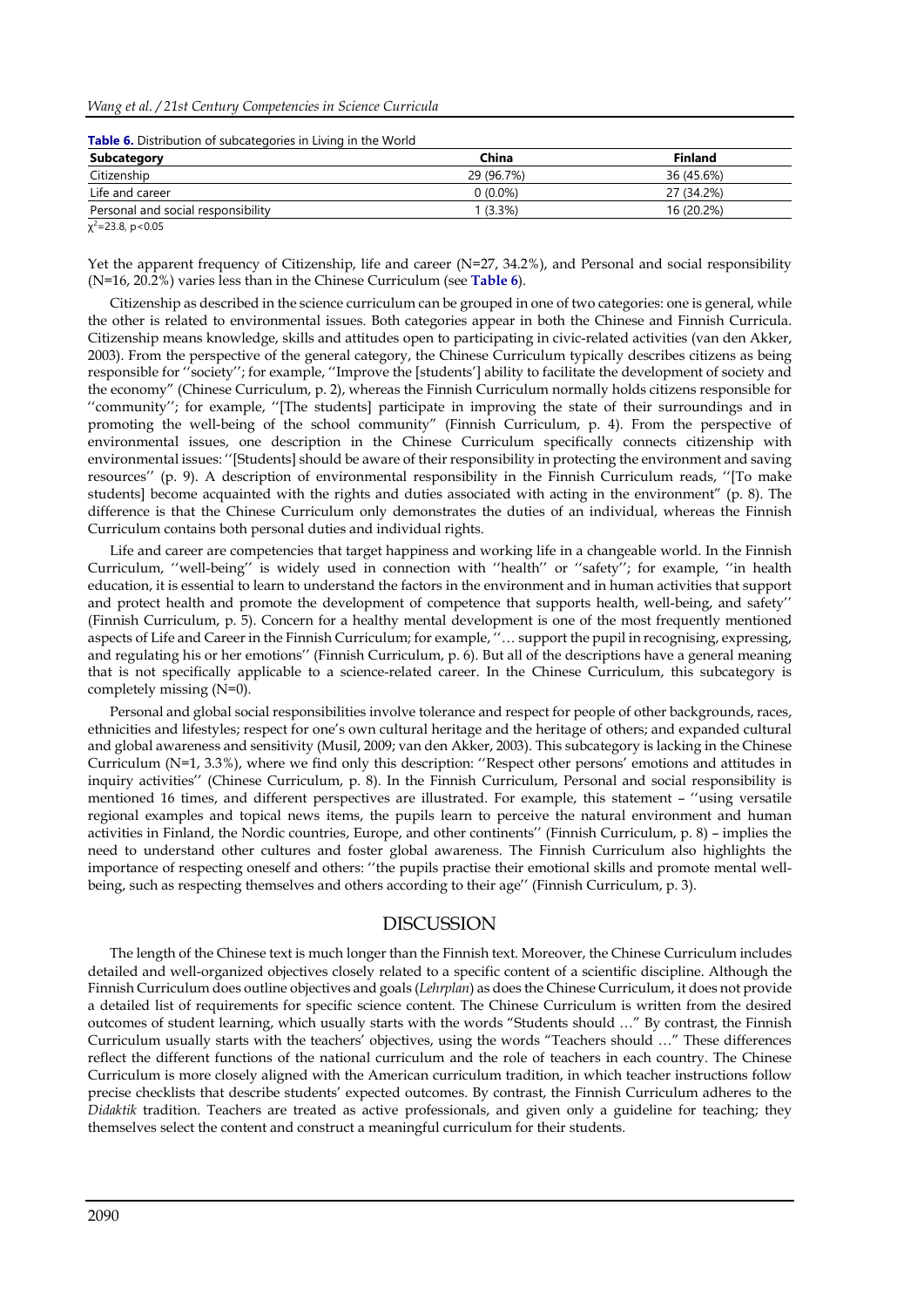**Table 6.** Distribution of subcategories in Living in the World

| Subcategory | China | Finland |
|---|---|---|
| Citizenship | 29 (96.7%) | 36 (45.6%) |
| Life and career | 0 (0.0%) | 27 (34.2%) |
| Personal and social responsibility | 1 (3.3%) | 16 (20.2%) |

$\chi^2$=23.8, $p<0.05$

Yet the apparent frequency of Citizenship, life and career (N=27, 34.2%), and Personal and social responsibility (N=16, 20.2%) varies less than in the Chinese Curriculum (see **Table 6**).

Citizenship as described in the science curriculum can be grouped in one of two categories: one is general, while the other is related to environmental issues. Both categories appear in both the Chinese and Finnish Curricula. Citizenship means knowledge, skills and attitudes open to participating in civic-related activities (van den Akker, 2003). From the perspective of the general category, the Chinese Curriculum typically describes citizens as being responsible for ''society''; for example, ''Improve the [students'] ability to facilitate the development of society and the economy" (Chinese Curriculum, p. 2), whereas the Finnish Curriculum normally holds citizens responsible for ''community''; for example, ''[The students] participate in improving the state of their surroundings and in promoting the well-being of the school community" (Finnish Curriculum, p. 4). From the perspective of environmental issues, one description in the Chinese Curriculum specifically connects citizenship with environmental issues: ''[Students] should be aware of their responsibility in protecting the environment and saving resources'' (p. 9). A description of environmental responsibility in the Finnish Curriculum reads, ''[To make students] become acquainted with the rights and duties associated with acting in the environment" (p. 8). The difference is that the Chinese Curriculum only demonstrates the duties of an individual, whereas the Finnish Curriculum contains both personal duties and individual rights.

Life and career are competencies that target happiness and working life in a changeable world. In the Finnish Curriculum, ''well-being'' is widely used in connection with ''health'' or ''safety''; for example, ''in health education, it is essential to learn to understand the factors in the environment and in human activities that support and protect health and promote the development of competence that supports health, well-being, and safety'' (Finnish Curriculum, p. 5). Concern for a healthy mental development is one of the most frequently mentioned aspects of Life and Career in the Finnish Curriculum; for example, ''… support the pupil in recognising, expressing, and regulating his or her emotions'' (Finnish Curriculum, p. 6). But all of the descriptions have a general meaning that is not specifically applicable to a science-related career. In the Chinese Curriculum, this subcategory is completely missing (N=0).

Personal and global social responsibilities involve tolerance and respect for people of other backgrounds, races, ethnicities and lifestyles; respect for one's own cultural heritage and the heritage of others; and expanded cultural and global awareness and sensitivity (Musil, 2009; van den Akker, 2003). This subcategory is lacking in the Chinese Curriculum (N=1, 3.3%), where we find only this description: ''Respect other persons' emotions and attitudes in inquiry activities'' (Chinese Curriculum, p. 8). In the Finnish Curriculum, Personal and social responsibility is mentioned 16 times, and different perspectives are illustrated. For example, this statement – ''using versatile regional examples and topical news items, the pupils learn to perceive the natural environment and human activities in Finland, the Nordic countries, Europe, and other continents'' (Finnish Curriculum, p. 8) – implies the need to understand other cultures and foster global awareness. The Finnish Curriculum also highlights the importance of respecting oneself and others: ''the pupils practise their emotional skills and promote mental well-being, such as respecting themselves and others according to their age'' (Finnish Curriculum, p. 3).

## DISCUSSION

The length of the Chinese text is much longer than the Finnish text. Moreover, the Chinese Curriculum includes detailed and well-organized objectives closely related to a specific content of a scientific discipline. Although the Finnish Curriculum does outline objectives and goals (*Lehrplan*) as does the Chinese Curriculum, it does not provide a detailed list of requirements for specific science content. The Chinese Curriculum is written from the desired outcomes of student learning, which usually starts with the words "Students should …" By contrast, the Finnish Curriculum usually starts with the teachers' objectives, using the words "Teachers should …" These differences reflect the different functions of the national curriculum and the role of teachers in each country. The Chinese Curriculum is more closely aligned with the American curriculum tradition, in which teacher instructions follow precise checklists that describe students' expected outcomes. By contrast, the Finnish Curriculum adheres to the *Didaktik* tradition. Teachers are treated as active professionals, and given only a guideline for teaching; they themselves select the content and construct a meaningful curriculum for their students.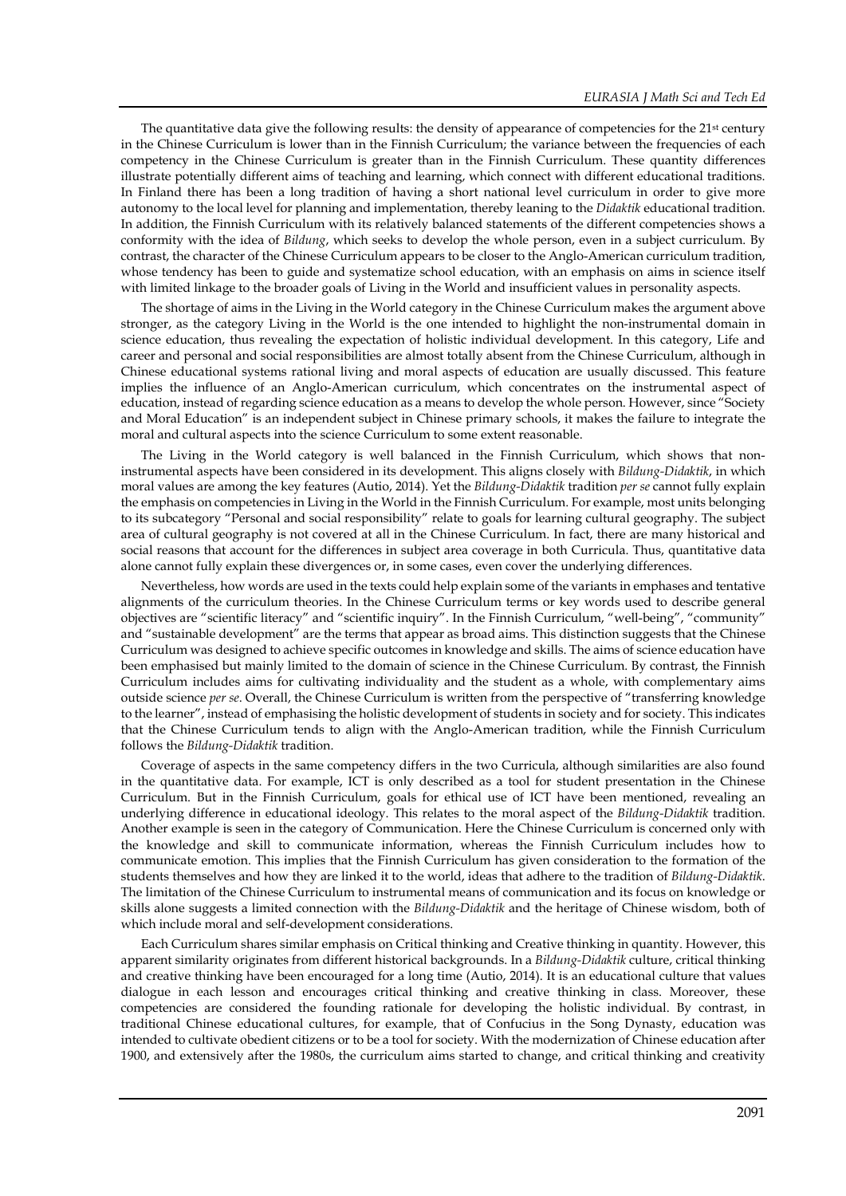The quantitative data give the following results: the density of appearance of competencies for the 21st century in the Chinese Curriculum is lower than in the Finnish Curriculum; the variance between the frequencies of each competency in the Chinese Curriculum is greater than in the Finnish Curriculum. These quantity differences illustrate potentially different aims of teaching and learning, which connect with different educational traditions. In Finland there has been a long tradition of having a short national level curriculum in order to give more autonomy to the local level for planning and implementation, thereby leaning to the *Didaktik* educational tradition. In addition, the Finnish Curriculum with its relatively balanced statements of the different competencies shows a conformity with the idea of *Bildung*, which seeks to develop the whole person, even in a subject curriculum. By contrast, the character of the Chinese Curriculum appears to be closer to the Anglo-American curriculum tradition, whose tendency has been to guide and systematize school education, with an emphasis on aims in science itself with limited linkage to the broader goals of Living in the World and insufficient values in personality aspects.

The shortage of aims in the Living in the World category in the Chinese Curriculum makes the argument above stronger, as the category Living in the World is the one intended to highlight the non-instrumental domain in science education, thus revealing the expectation of holistic individual development. In this category, Life and career and personal and social responsibilities are almost totally absent from the Chinese Curriculum, although in Chinese educational systems rational living and moral aspects of education are usually discussed. This feature implies the influence of an Anglo-American curriculum, which concentrates on the instrumental aspect of education, instead of regarding science education as a means to develop the whole person. However, since "Society and Moral Education" is an independent subject in Chinese primary schools, it makes the failure to integrate the moral and cultural aspects into the science Curriculum to some extent reasonable.

The Living in the World category is well balanced in the Finnish Curriculum, which shows that non-instrumental aspects have been considered in its development. This aligns closely with *Bildung-Didaktik*, in which moral values are among the key features (Autio, 2014). Yet the *Bildung-Didaktik* tradition *per se* cannot fully explain the emphasis on competencies in Living in the World in the Finnish Curriculum. For example, most units belonging to its subcategory "Personal and social responsibility" relate to goals for learning cultural geography. The subject area of cultural geography is not covered at all in the Chinese Curriculum. In fact, there are many historical and social reasons that account for the differences in subject area coverage in both Curricula. Thus, quantitative data alone cannot fully explain these divergences or, in some cases, even cover the underlying differences.

Nevertheless, how words are used in the texts could help explain some of the variants in emphases and tentative alignments of the curriculum theories. In the Chinese Curriculum terms or key words used to describe general objectives are "scientific literacy" and "scientific inquiry". In the Finnish Curriculum, "well-being", "community" and "sustainable development" are the terms that appear as broad aims. This distinction suggests that the Chinese Curriculum was designed to achieve specific outcomes in knowledge and skills. The aims of science education have been emphasised but mainly limited to the domain of science in the Chinese Curriculum. By contrast, the Finnish Curriculum includes aims for cultivating individuality and the student as a whole, with complementary aims outside science *per se*. Overall, the Chinese Curriculum is written from the perspective of "transferring knowledge to the learner", instead of emphasising the holistic development of students in society and for society. This indicates that the Chinese Curriculum tends to align with the Anglo-American tradition, while the Finnish Curriculum follows the *Bildung-Didaktik* tradition.

Coverage of aspects in the same competency differs in the two Curricula, although similarities are also found in the quantitative data. For example, ICT is only described as a tool for student presentation in the Chinese Curriculum. But in the Finnish Curriculum, goals for ethical use of ICT have been mentioned, revealing an underlying difference in educational ideology. This relates to the moral aspect of the *Bildung-Didaktik* tradition. Another example is seen in the category of Communication. Here the Chinese Curriculum is concerned only with the knowledge and skill to communicate information, whereas the Finnish Curriculum includes how to communicate emotion. This implies that the Finnish Curriculum has given consideration to the formation of the students themselves and how they are linked it to the world, ideas that adhere to the tradition of *Bildung-Didaktik*. The limitation of the Chinese Curriculum to instrumental means of communication and its focus on knowledge or skills alone suggests a limited connection with the *Bildung-Didaktik* and the heritage of Chinese wisdom, both of which include moral and self-development considerations.

Each Curriculum shares similar emphasis on Critical thinking and Creative thinking in quantity. However, this apparent similarity originates from different historical backgrounds. In a *Bildung-Didaktik* culture, critical thinking and creative thinking have been encouraged for a long time (Autio, 2014). It is an educational culture that values dialogue in each lesson and encourages critical thinking and creative thinking in class. Moreover, these competencies are considered the founding rationale for developing the holistic individual. By contrast, in traditional Chinese educational cultures, for example, that of Confucius in the Song Dynasty, education was intended to cultivate obedient citizens or to be a tool for society. With the modernization of Chinese education after 1900, and extensively after the 1980s, the curriculum aims started to change, and critical thinking and creativity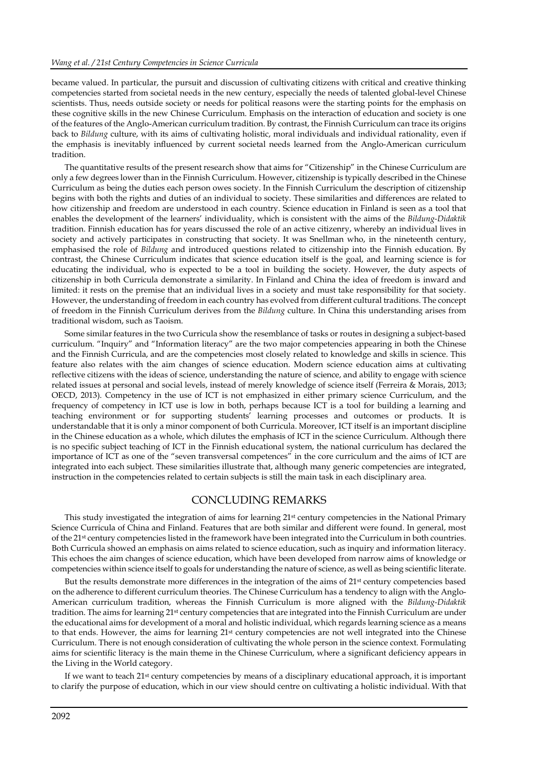became valued. In particular, the pursuit and discussion of cultivating citizens with critical and creative thinking competencies started from societal needs in the new century, especially the needs of talented global-level Chinese scientists. Thus, needs outside society or needs for political reasons were the starting points for the emphasis on these cognitive skills in the new Chinese Curriculum. Emphasis on the interaction of education and society is one of the features of the Anglo-American curriculum tradition. By contrast, the Finnish Curriculum can trace its origins back to *Bildung* culture, with its aims of cultivating holistic, moral individuals and individual rationality, even if the emphasis is inevitably influenced by current societal needs learned from the Anglo-American curriculum tradition.

The quantitative results of the present research show that aims for "Citizenship" in the Chinese Curriculum are only a few degrees lower than in the Finnish Curriculum. However, citizenship is typically described in the Chinese Curriculum as being the duties each person owes society. In the Finnish Curriculum the description of citizenship begins with both the rights and duties of an individual to society. These similarities and differences are related to how citizenship and freedom are understood in each country. Science education in Finland is seen as a tool that enables the development of the learners' individuality, which is consistent with the aims of the *Bildung-Didaktik* tradition. Finnish education has for years discussed the role of an active citizenry, whereby an individual lives in society and actively participates in constructing that society. It was Snellman who, in the nineteenth century, emphasised the role of *Bildung* and introduced questions related to citizenship into the Finnish education. By contrast, the Chinese Curriculum indicates that science education itself is the goal, and learning science is for educating the individual, who is expected to be a tool in building the society. However, the duty aspects of citizenship in both Curricula demonstrate a similarity. In Finland and China the idea of freedom is inward and limited: it rests on the premise that an individual lives in a society and must take responsibility for that society. However, the understanding of freedom in each country has evolved from different cultural traditions. The concept of freedom in the Finnish Curriculum derives from the *Bildung* culture. In China this understanding arises from traditional wisdom, such as Taoism.

Some similar features in the two Curricula show the resemblance of tasks or routes in designing a subject-based curriculum. "Inquiry" and "Information literacy" are the two major competencies appearing in both the Chinese and the Finnish Curricula, and are the competencies most closely related to knowledge and skills in science. This feature also relates with the aim changes of science education. Modern science education aims at cultivating reflective citizens with the ideas of science, understanding the nature of science, and ability to engage with science related issues at personal and social levels, instead of merely knowledge of science itself (Ferreira & Morais, 2013; OECD, 2013). Competency in the use of ICT is not emphasized in either primary science Curriculum, and the frequency of competency in ICT use is low in both, perhaps because ICT is a tool for building a learning and teaching environment or for supporting students' learning processes and outcomes or products. It is understandable that it is only a minor component of both Curricula. Moreover, ICT itself is an important discipline in the Chinese education as a whole, which dilutes the emphasis of ICT in the science Curriculum. Although there is no specific subject teaching of ICT in the Finnish educational system, the national curriculum has declared the importance of ICT as one of the "seven transversal competences" in the core curriculum and the aims of ICT are integrated into each subject. These similarities illustrate that, although many generic competencies are integrated, instruction in the competencies related to certain subjects is still the main task in each disciplinary area.

## CONCLUDING REMARKS

This study investigated the integration of aims for learning 21st century competencies in the National Primary Science Curricula of China and Finland. Features that are both similar and different were found. In general, most of the 21st century competencies listed in the framework have been integrated into the Curriculum in both countries. Both Curricula showed an emphasis on aims related to science education, such as inquiry and information literacy. This echoes the aim changes of science education, which have been developed from narrow aims of knowledge or competencies within science itself to goals for understanding the nature of science, as well as being scientific literate.

But the results demonstrate more differences in the integration of the aims of 21st century competencies based on the adherence to different curriculum theories. The Chinese Curriculum has a tendency to align with the Anglo-American curriculum tradition, whereas the Finnish Curriculum is more aligned with the *Bildung-Didaktik* tradition. The aims for learning 21st century competencies that are integrated into the Finnish Curriculum are under the educational aims for development of a moral and holistic individual, which regards learning science as a means to that ends. However, the aims for learning 21st century competencies are not well integrated into the Chinese Curriculum. There is not enough consideration of cultivating the whole person in the science context. Formulating aims for scientific literacy is the main theme in the Chinese Curriculum, where a significant deficiency appears in the Living in the World category.

If we want to teach 21st century competencies by means of a disciplinary educational approach, it is important to clarify the purpose of education, which in our view should centre on cultivating a holistic individual. With that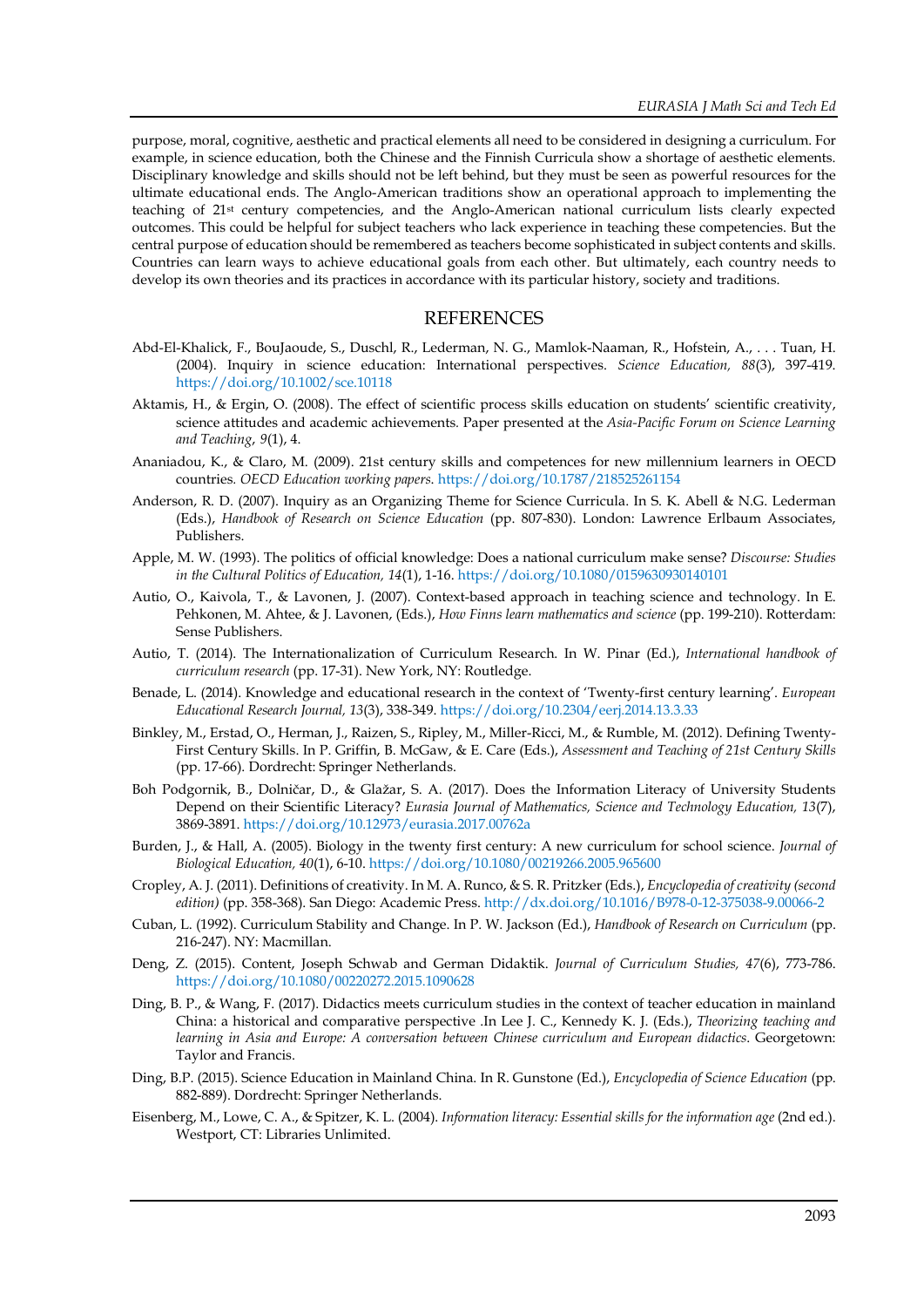purpose, moral, cognitive, aesthetic and practical elements all need to be considered in designing a curriculum. For example, in science education, both the Chinese and the Finnish Curricula show a shortage of aesthetic elements. Disciplinary knowledge and skills should not be left behind, but they must be seen as powerful resources for the ultimate educational ends. The Anglo-American traditions show an operational approach to implementing the teaching of 21st century competencies, and the Anglo-American national curriculum lists clearly expected outcomes. This could be helpful for subject teachers who lack experience in teaching these competencies. But the central purpose of education should be remembered as teachers become sophisticated in subject contents and skills. Countries can learn ways to achieve educational goals from each other. But ultimately, each country needs to develop its own theories and its practices in accordance with its particular history, society and traditions.

## REFERENCES

Abd-El-Khalick, F., BouJaoude, S., Duschl, R., Lederman, N. G., Mamlok-Naaman, R., Hofstein, A., . . . Tuan, H. (2004). Inquiry in science education: International perspectives. *Science Education, 88*(3), 397-419. https://doi.org/10.1002/sce.10118

Aktamis, H., & Ergin, O. (2008). The effect of scientific process skills education on students' scientific creativity, science attitudes and academic achievements. Paper presented at the *Asia-Pacific Forum on Science Learning and Teaching*, *9*(1), 4.

Ananiadou, K., & Claro, M. (2009). 21st century skills and competences for new millennium learners in OECD countries. *OECD Education working papers*. https://doi.org/10.1787/218525261154

Anderson, R. D. (2007). Inquiry as an Organizing Theme for Science Curricula. In S. K. Abell & N.G. Lederman (Eds.), *Handbook of Research on Science Education* (pp. 807-830). London: Lawrence Erlbaum Associates, Publishers.

Apple, M. W. (1993). The politics of official knowledge: Does a national curriculum make sense? *Discourse: Studies in the Cultural Politics of Education, 14*(1), 1-16. https://doi.org/10.1080/0159630930140101

Autio, O., Kaivola, T., & Lavonen, J. (2007). Context-based approach in teaching science and technology. In E. Pehkonen, M. Ahtee, & J. Lavonen, (Eds.), *How Finns learn mathematics and science* (pp. 199-210). Rotterdam: Sense Publishers.

Autio, T. (2014). The Internationalization of Curriculum Research. In W. Pinar (Ed.), *International handbook of curriculum research* (pp. 17-31). New York, NY: Routledge.

Benade, L. (2014). Knowledge and educational research in the context of 'Twenty-first century learning'. *European Educational Research Journal, 13*(3), 338-349. https://doi.org/10.2304/eerj.2014.13.3.33

Binkley, M., Erstad, O., Herman, J., Raizen, S., Ripley, M., Miller-Ricci, M., & Rumble, M. (2012). Defining Twenty-First Century Skills. In P. Griffin, B. McGaw, & E. Care (Eds.), *Assessment and Teaching of 21st Century Skills* (pp. 17-66). Dordrecht: Springer Netherlands.

Boh Podgornik, B., Dolničar, D., & Glažar, S. A. (2017). Does the Information Literacy of University Students Depend on their Scientific Literacy? *Eurasia Journal of Mathematics, Science and Technology Education, 13*(7), 3869-3891. https://doi.org/10.12973/eurasia.2017.00762a

Burden, J., & Hall, A. (2005). Biology in the twenty first century: A new curriculum for school science. *Journal of Biological Education, 40*(1), 6-10. https://doi.org/10.1080/00219266.2005.965600

Cropley, A. J. (2011). Definitions of creativity. In M. A. Runco, & S. R. Pritzker (Eds.), *Encyclopedia of creativity (second edition)* (pp. 358-368). San Diego: Academic Press. http://dx.doi.org/10.1016/B978-0-12-375038-9.00066-2

Cuban, L. (1992). Curriculum Stability and Change. In P. W. Jackson (Ed.), *Handbook of Research on Curriculum* (pp. 216-247). NY: Macmillan.

Deng, Z. (2015). Content, Joseph Schwab and German Didaktik. *Journal of Curriculum Studies, 47*(6), 773-786. https://doi.org/10.1080/00220272.2015.1090628

Ding, B. P., & Wang, F. (2017). Didactics meets curriculum studies in the context of teacher education in mainland China: a historical and comparative perspective .In Lee J. C., Kennedy K. J. (Eds.), *Theorizing teaching and learning in Asia and Europe: A conversation between Chinese curriculum and European didactics*. Georgetown: Taylor and Francis.

Ding, B.P. (2015). Science Education in Mainland China. In R. Gunstone (Ed.), *Encyclopedia of Science Education* (pp. 882-889). Dordrecht: Springer Netherlands.

Eisenberg, M., Lowe, C. A., & Spitzer, K. L. (2004). *Information literacy: Essential skills for the information age* (2nd ed.). Westport, CT: Libraries Unlimited.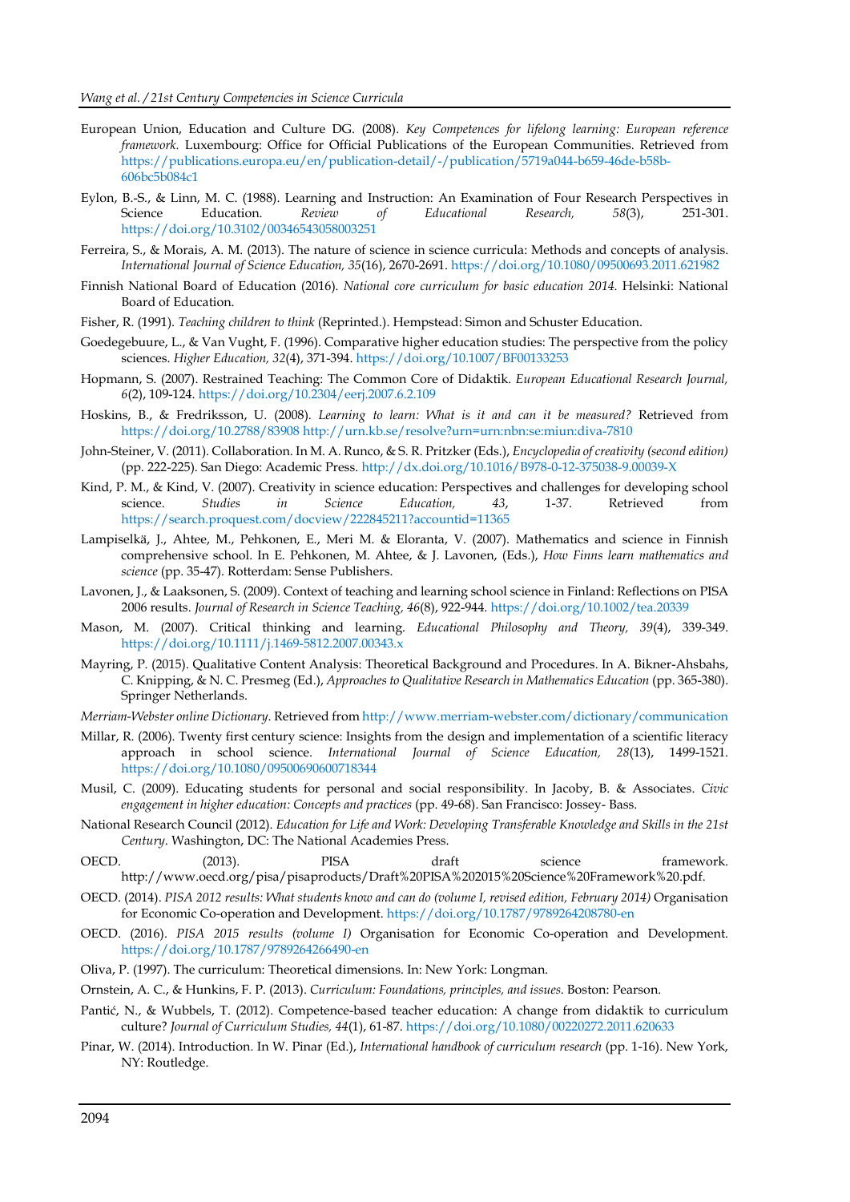European Union, Education and Culture DG. (2008). *Key Competences for lifelong learning: European reference framework.* Luxembourg: Office for Official Publications of the European Communities. Retrieved from https://publications.europa.eu/en/publication-detail/-/publication/5719a044-b659-46de-b58b-606bc5b084c1

Eylon, B.-S., & Linn, M. C. (1988). Learning and Instruction: An Examination of Four Research Perspectives in Science Education. *Review of Educational Research, 58*(3), 251-301. https://doi.org/10.3102/00346543058003251

Ferreira, S., & Morais, A. M. (2013). The nature of science in science curricula: Methods and concepts of analysis. *International Journal of Science Education, 35*(16), 2670-2691. https://doi.org/10.1080/09500693.2011.621982

Finnish National Board of Education (2016). *National core curriculum for basic education 2014*. Helsinki: National Board of Education.

Fisher, R. (1991). *Teaching children to think* (Reprinted.). Hempstead: Simon and Schuster Education.

Goedegebuure, L., & Van Vught, F. (1996). Comparative higher education studies: The perspective from the policy sciences. *Higher Education, 32*(4), 371-394. https://doi.org/10.1007/BF00133253

Hopmann, S. (2007). Restrained Teaching: The Common Core of Didaktik. *European Educational Research Journal, 6*(2), 109-124. https://doi.org/10.2304/eerj.2007.6.2.109

Hoskins, B., & Fredriksson, U. (2008). *Learning to learn: What is it and can it be measured?* Retrieved from https://doi.org/10.2788/83908 http://urn.kb.se/resolve?urn=urn:nbn:se:miun:diva-7810

John-Steiner, V. (2011). Collaboration. In M. A. Runco, & S. R. Pritzker (Eds.), *Encyclopedia of creativity (second edition)* (pp. 222-225). San Diego: Academic Press. http://dx.doi.org/10.1016/B978-0-12-375038-9.00039-X

Kind, P. M., & Kind, V. (2007). Creativity in science education: Perspectives and challenges for developing school science. *Studies in Science Education, 43*, 1-37. Retrieved from https://search.proquest.com/docview/222845211?accountid=11365

Lampiselkä, J., Ahtee, M., Pehkonen, E., Meri M. & Eloranta, V. (2007). Mathematics and science in Finnish comprehensive school. In E. Pehkonen, M. Ahtee, & J. Lavonen, (Eds.), *How Finns learn mathematics and science* (pp. 35-47). Rotterdam: Sense Publishers.

Lavonen, J., & Laaksonen, S. (2009). Context of teaching and learning school science in Finland: Reflections on PISA 2006 results. *Journal of Research in Science Teaching, 46*(8), 922-944. https://doi.org/10.1002/tea.20339

Mason, M. (2007). Critical thinking and learning. *Educational Philosophy and Theory, 39*(4), 339-349. https://doi.org/10.1111/j.1469-5812.2007.00343.x

Mayring, P. (2015). Qualitative Content Analysis: Theoretical Background and Procedures. In A. Bikner-Ahsbahs, C. Knipping, & N. C. Presmeg (Ed.), *Approaches to Qualitative Research in Mathematics Education* (pp. 365-380). Springer Netherlands.

*Merriam-Webster online Dictionary*. Retrieved from http://www.merriam-webster.com/dictionary/communication

Millar, R. (2006). Twenty first century science: Insights from the design and implementation of a scientific literacy approach in school science. *International Journal of Science Education, 28*(13), 1499-1521. https://doi.org/10.1080/09500690600718344

Musil, C. (2009). Educating students for personal and social responsibility. In Jacoby, B. & Associates. *Civic engagement in higher education: Concepts and practices* (pp. 49-68). San Francisco: Jossey- Bass.

National Research Council (2012). *Education for Life and Work: Developing Transferable Knowledge and Skills in the 21st Century*. Washington, DC: The National Academies Press.

OECD. (2013). PISA draft science framework. http://www.oecd.org/pisa/pisaproducts/Draft%20PISA%202015%20Science%20Framework%20.pdf.

OECD. (2014). *PISA 2012 results: What students know and can do (volume I, revised edition, February 2014)* Organisation for Economic Co-operation and Development. https://doi.org/10.1787/9789264208780-en

OECD. (2016). *PISA 2015 results (volume I)* Organisation for Economic Co-operation and Development. https://doi.org/10.1787/9789264266490-en

Oliva, P. (1997). The curriculum: Theoretical dimensions. In: New York: Longman.

Ornstein, A. C., & Hunkins, F. P. (2013). *Curriculum: Foundations, principles, and issues*. Boston: Pearson.

Pantić, N., & Wubbels, T. (2012). Competence-based teacher education: A change from didaktik to curriculum culture? *Journal of Curriculum Studies, 44*(1), 61-87. https://doi.org/10.1080/00220272.2011.620633

Pinar, W. (2014). Introduction. In W. Pinar (Ed.), *International handbook of curriculum research* (pp. 1-16). New York, NY: Routledge.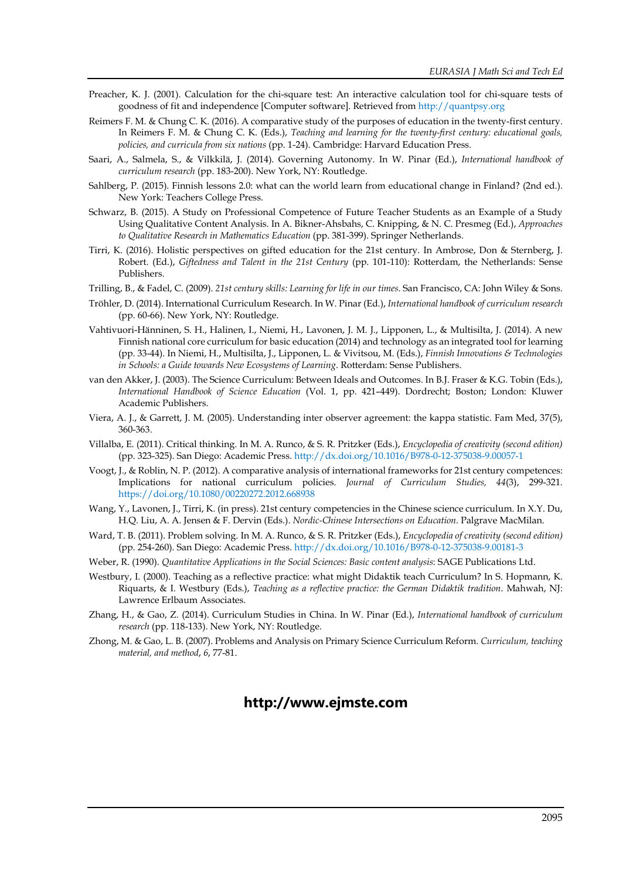Preacher, K. J. (2001). Calculation for the chi-square test: An interactive calculation tool for chi-square tests of goodness of fit and independence [Computer software]. Retrieved from http://quantpsy.org

Reimers F. M. & Chung C. K. (2016). A comparative study of the purposes of education in the twenty-first century. In Reimers F. M. & Chung C. K. (Eds.), *Teaching and learning for the twenty-first century: educational goals, policies, and curricula from six nations* (pp. 1-24). Cambridge: Harvard Education Press.

Saari, A., Salmela, S., & Vilkkilä, J. (2014). Governing Autonomy. In W. Pinar (Ed.), *International handbook of curriculum research* (pp. 183-200). New York, NY: Routledge.

Sahlberg, P. (2015). Finnish lessons 2.0: what can the world learn from educational change in Finland? (2nd ed.). New York: Teachers College Press.

Schwarz, B. (2015). A Study on Professional Competence of Future Teacher Students as an Example of a Study Using Qualitative Content Analysis. In A. Bikner-Ahsbahs, C. Knipping, & N. C. Presmeg (Ed.), *Approaches to Qualitative Research in Mathematics Education* (pp. 381-399). Springer Netherlands.

Tirri, K. (2016). Holistic perspectives on gifted education for the 21st century. In Ambrose, Don & Sternberg, J. Robert. (Ed.), *Giftedness and Talent in the 21st Century* (pp. 101-110): Rotterdam, the Netherlands: Sense Publishers.

Trilling, B., & Fadel, C. (2009). *21st century skills: Learning for life in our times*. San Francisco, CA: John Wiley & Sons.

Tröhler, D. (2014). International Curriculum Research. In W. Pinar (Ed.), *International handbook of curriculum research* (pp. 60-66). New York, NY: Routledge.

Vahtivuori-Hänninen, S. H., Halinen, I., Niemi, H., Lavonen, J. M. J., Lipponen, L., & Multisilta, J. (2014). A new Finnish national core curriculum for basic education (2014) and technology as an integrated tool for learning (pp. 33-44). In Niemi, H., Multisilta, J., Lipponen, L. & Vivitsou, M. (Eds.), *Finnish Innovations & Technologies in Schools: a Guide towards New Ecosystems of Learning*. Rotterdam: Sense Publishers.

van den Akker, J. (2003). The Science Curriculum: Between Ideals and Outcomes. In B.J. Fraser & K.G. Tobin (Eds.), *International Handbook of Science Education* (Vol. 1, pp. 421–449). Dordrecht; Boston; London: Kluwer Academic Publishers.

Viera, A. J., & Garrett, J. M. (2005). Understanding inter observer agreement: the kappa statistic. Fam Med, 37(5), 360-363.

Villalba, E. (2011). Critical thinking. In M. A. Runco, & S. R. Pritzker (Eds.), *Encyclopedia of creativity (second edition)* (pp. 323-325). San Diego: Academic Press. http://dx.doi.org/10.1016/B978-0-12-375038-9.00057-1

Voogt, J., & Roblin, N. P. (2012). A comparative analysis of international frameworks for 21st century competences: Implications for national curriculum policies. *Journal of Curriculum Studies, 44*(3), 299-321. https://doi.org/10.1080/00220272.2012.668938

Wang, Y., Lavonen, J., Tirri, K. (in press). 21st century competencies in the Chinese science curriculum. In X.Y. Du, H.Q. Liu, A. A. Jensen & F. Dervin (Eds.). *Nordic-Chinese Intersections on Education.* Palgrave MacMilan.

Ward, T. B. (2011). Problem solving. In M. A. Runco, & S. R. Pritzker (Eds.), *Encyclopedia of creativity (second edition)* (pp. 254-260). San Diego: Academic Press. http://dx.doi.org/10.1016/B978-0-12-375038-9.00181-3

Weber, R. (1990). *Quantitative Applications in the Social Sciences: Basic content analysis*: SAGE Publications Ltd.

Westbury, I. (2000). Teaching as a reflective practice: what might Didaktik teach Curriculum? In S. Hopmann, K. Riquarts, & I. Westbury (Eds.), *Teaching as a reflective practice: the German Didaktik tradition*. Mahwah, NJ: Lawrence Erlbaum Associates.

Zhang, H., & Gao, Z. (2014). Curriculum Studies in China. In W. Pinar (Ed.), *International handbook of curriculum research* (pp. 118-133). New York, NY: Routledge.

Zhong, M. & Gao, L. B. (2007). Problems and Analysis on Primary Science Curriculum Reform. *Curriculum, teaching material, and method*, *6*, 77-81.

**http://www.ejmste.com**